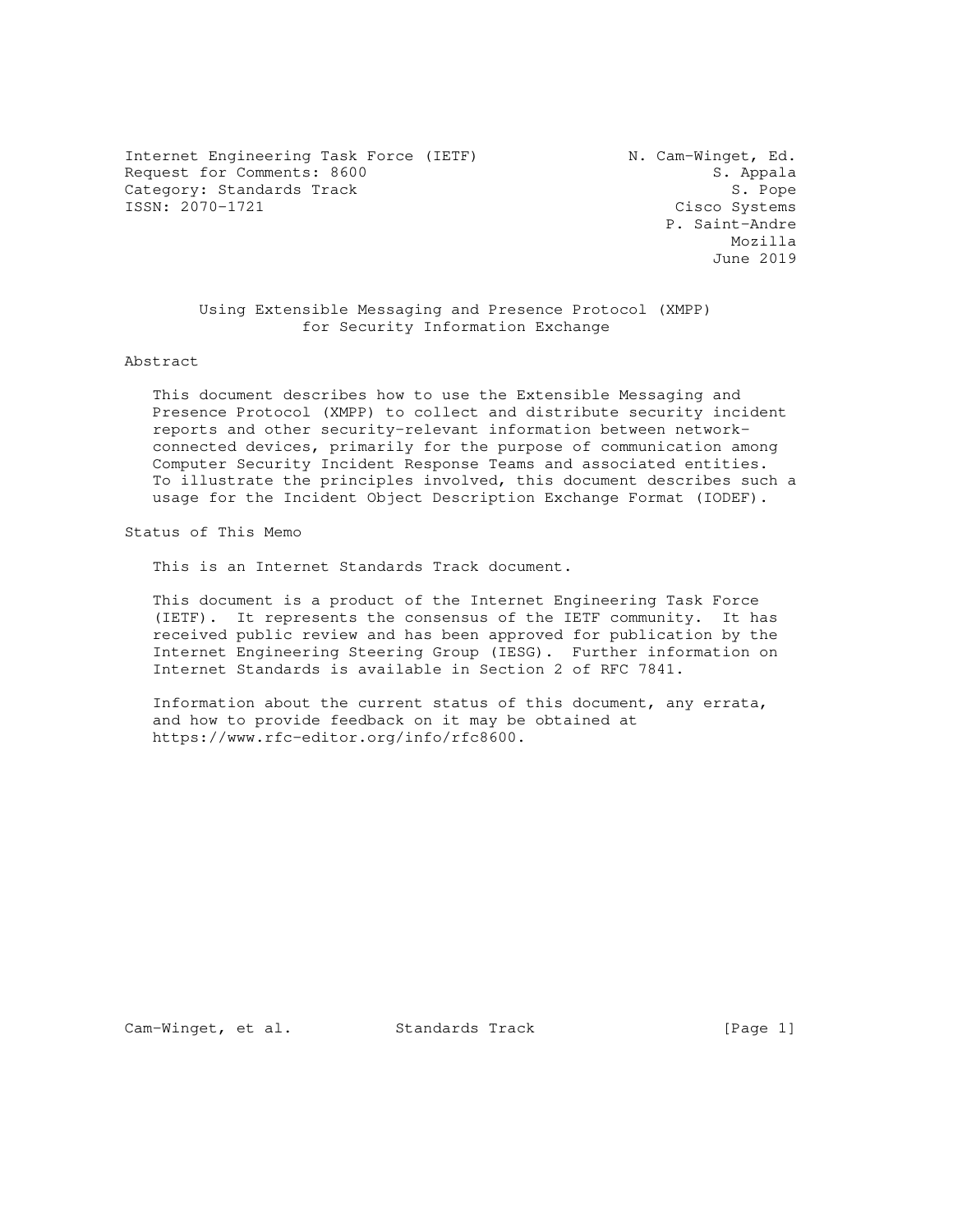Internet Engineering Task Force (IETF) N. Cam-Winget, Ed.
Request for Comments: 8600 S. Appala
Category: Standards Track S. Pope
ISSN: 2070-1721 Cisco Systems
P. Saint-Andre
Mozilla
June 2019

# Using Extensible Messaging and Presence Protocol (XMPP) for Security Information Exchange

## Abstract

This document describes how to use the Extensible Messaging and Presence Protocol (XMPP) to collect and distribute security incident reports and other security-relevant information between network-connected devices, primarily for the purpose of communication among Computer Security Incident Response Teams and associated entities. To illustrate the principles involved, this document describes such a usage for the Incident Object Description Exchange Format (IODEF).

## Status of This Memo

This is an Internet Standards Track document.

This document is a product of the Internet Engineering Task Force (IETF). It represents the consensus of the IETF community. It has received public review and has been approved for publication by the Internet Engineering Steering Group (IESG). Further information on Internet Standards is available in Section 2 of RFC 7841.

Information about the current status of this document, any errata, and how to provide feedback on it may be obtained at https://www.rfc-editor.org/info/rfc8600.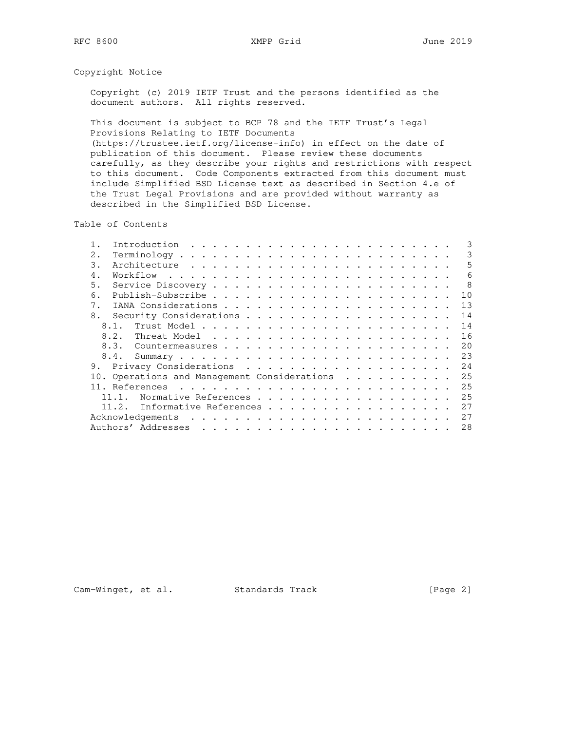## Copyright Notice

Copyright (c) 2019 IETF Trust and the persons identified as the document authors. All rights reserved.

This document is subject to BCP 78 and the IETF Trust's Legal Provisions Relating to IETF Documents (https://trustee.ietf.org/license-info) in effect on the date of publication of this document. Please review these documents carefully, as they describe your rights and restrictions with respect to this document. Code Components extracted from this document must include Simplified BSD License text as described in Section 4.e of the Trust Legal Provisions and are provided without warranty as described in the Simplified BSD License.

## Table of Contents

```
   1.  Introduction  . . . . . . . . . . . . . . . . . . . . . . . .   3
   2.  Terminology . . . . . . . . . . . . . . . . . . . . . . . . .   3
   3.  Architecture  . . . . . . . . . . . . . . . . . . . . . . . .   5
   4.  Workflow  . . . . . . . . . . . . . . . . . . . . . . . . . .   6
   5.  Service Discovery . . . . . . . . . . . . . . . . . . . . . .   8
   6.  Publish-Subscribe . . . . . . . . . . . . . . . . . . . . . .  10
   7.  IANA Considerations . . . . . . . . . . . . . . . . . . . . .  13
   8.  Security Considerations . . . . . . . . . . . . . . . . . . .  14
     8.1.  Trust Model . . . . . . . . . . . . . . . . . . . . . . .  14
     8.2.  Threat Model  . . . . . . . . . . . . . . . . . . . . . .  16
     8.3.  Countermeasures . . . . . . . . . . . . . . . . . . . . .  20
     8.4.  Summary . . . . . . . . . . . . . . . . . . . . . . . . .  23
   9.  Privacy Considerations  . . . . . . . . . . . . . . . . . . .  24
   10. Operations and Management Considerations  . . . . . . . . . .  25
   11. References  . . . . . . . . . . . . . . . . . . . . . . . . .  25
     11.1.  Normative References . . . . . . . . . . . . . . . . . .  25
     11.2.  Informative References . . . . . . . . . . . . . . . . .  27
   Acknowledgements  . . . . . . . . . . . . . . . . . . . . . . . .  27
   Authors' Addresses  . . . . . . . . . . . . . . . . . . . . . . .  28
```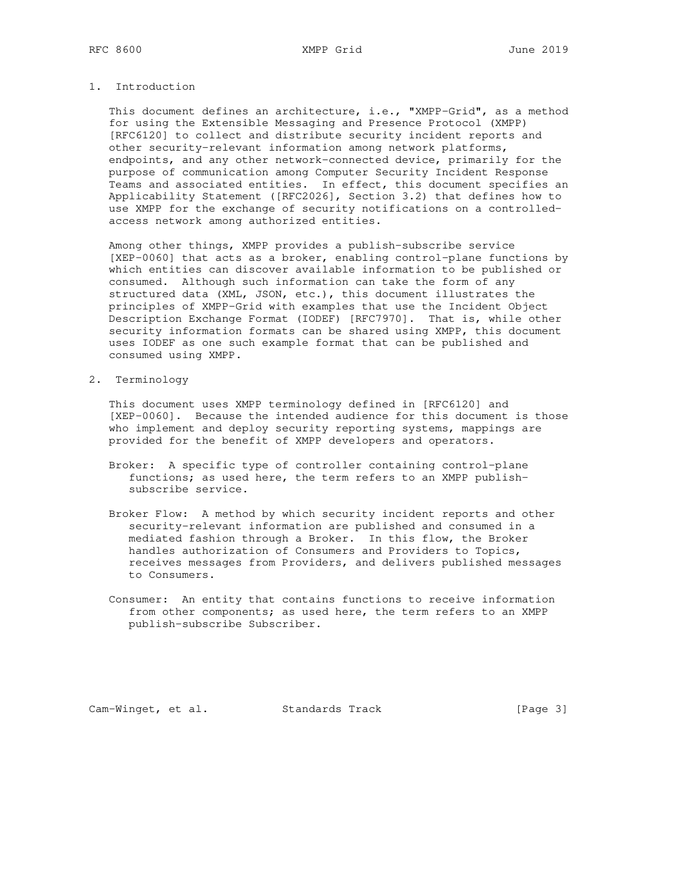## 1. Introduction

This document defines an architecture, i.e., "XMPP-Grid", as a method for using the Extensible Messaging and Presence Protocol (XMPP) [RFC6120] to collect and distribute security incident reports and other security-relevant information among network platforms, endpoints, and any other network-connected device, primarily for the purpose of communication among Computer Security Incident Response Teams and associated entities. In effect, this document specifies an Applicability Statement ([RFC2026], Section 3.2) that defines how to use XMPP for the exchange of security notifications on a controlled-access network among authorized entities.

Among other things, XMPP provides a publish-subscribe service [XEP-0060] that acts as a broker, enabling control-plane functions by which entities can discover available information to be published or consumed. Although such information can take the form of any structured data (XML, JSON, etc.), this document illustrates the principles of XMPP-Grid with examples that use the Incident Object Description Exchange Format (IODEF) [RFC7970]. That is, while other security information formats can be shared using XMPP, this document uses IODEF as one such example format that can be published and consumed using XMPP.

## 2. Terminology

This document uses XMPP terminology defined in [RFC6120] and [XEP-0060]. Because the intended audience for this document is those who implement and deploy security reporting systems, mappings are provided for the benefit of XMPP developers and operators.

Broker: A specific type of controller containing control-plane functions; as used here, the term refers to an XMPP publish-subscribe service.

Broker Flow: A method by which security incident reports and other security-relevant information are published and consumed in a mediated fashion through a Broker. In this flow, the Broker handles authorization of Consumers and Providers to Topics, receives messages from Providers, and delivers published messages to Consumers.

Consumer: An entity that contains functions to receive information from other components; as used here, the term refers to an XMPP publish-subscribe Subscriber.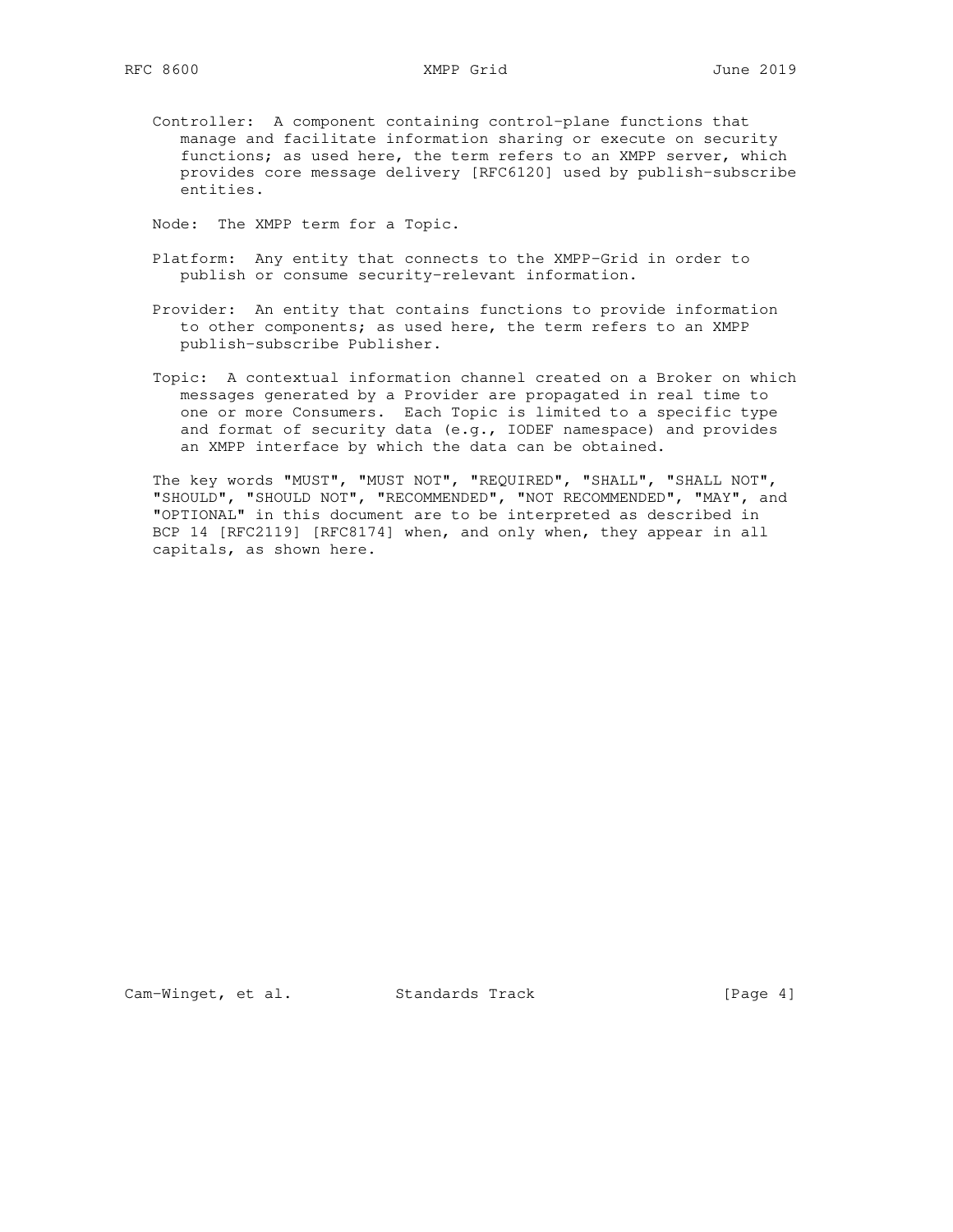Controller: A component containing control-plane functions that manage and facilitate information sharing or execute on security functions; as used here, the term refers to an XMPP server, which provides core message delivery [RFC6120] used by publish-subscribe entities.

Node: The XMPP term for a Topic.

Platform: Any entity that connects to the XMPP-Grid in order to publish or consume security-relevant information.

Provider: An entity that contains functions to provide information to other components; as used here, the term refers to an XMPP publish-subscribe Publisher.

Topic: A contextual information channel created on a Broker on which messages generated by a Provider are propagated in real time to one or more Consumers. Each Topic is limited to a specific type and format of security data (e.g., IODEF namespace) and provides an XMPP interface by which the data can be obtained.

The key words "MUST", "MUST NOT", "REQUIRED", "SHALL", "SHALL NOT", "SHOULD", "SHOULD NOT", "RECOMMENDED", "NOT RECOMMENDED", "MAY", and "OPTIONAL" in this document are to be interpreted as described in BCP 14 [RFC2119] [RFC8174] when, and only when, they appear in all capitals, as shown here.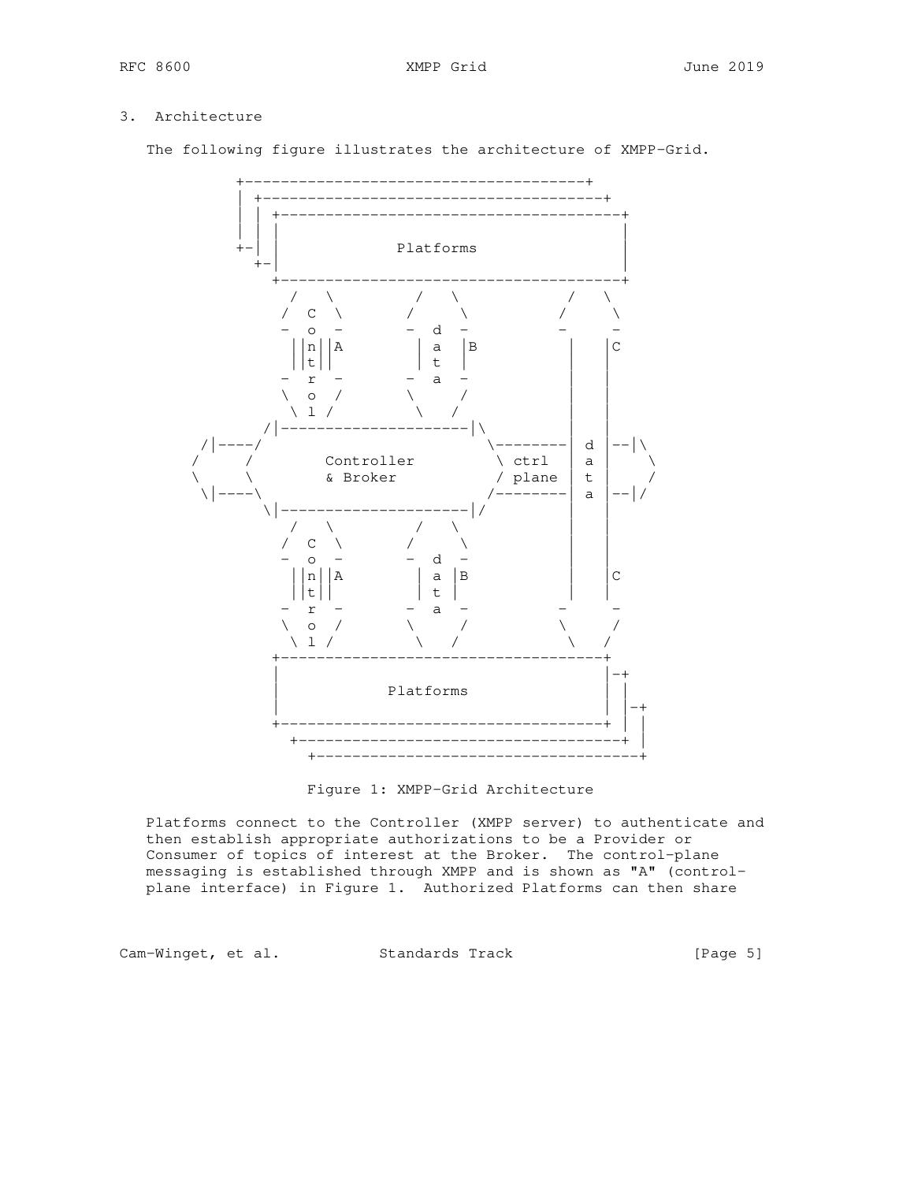## 3. Architecture

The following figure illustrates the architecture of XMPP-Grid.

```
          +--------------------------------------+
          | +--------------------------------------+
          | | +--------------------------------------+
          | | |                                      |
          +-| |               Platforms              |
            +-|                                      |
              +--------------------------------------+
                /   \         /   \          /   \
               /  C  \       /     \        /     \
              -   o   -     -   d   -      -       -
               ||n||A        | a |B        |     |C
               ||t||         | t |         |     |
              -   r   -     -   a   -      |     |
               \  o  /       \     /       |     |
                \ l /         \   /        |     |
             /|---------------------|\     |     |
       /|----/                       \--------| d |--|\
      /     /        Controller        \ ctrl  | a |    \
      \     \        & Broker          / plane | t |    /
       \|----\                       /--------| a |--|/
             \|---------------------|/     |     |
                /   \         /   \        |     |
               /  C  \       /     \       |     |
              -   o   -     -   d   -      |     |
               ||n||A        | a |B        |     |C
               ||t||         | t |         |     |
              -   r   -     -   a   -      -       -
               \  o  /       \     /        \     /
                \ l /         \   /          \   /
              +------------------------------------+
              |                                    |-+
              |             Platforms              | |
              |                                    | |-+
              +------------------------------------+ | |
                +------------------------------------+ |
                  +------------------------------------+
```

Figure 1: XMPP-Grid Architecture

Platforms connect to the Controller (XMPP server) to authenticate and then establish appropriate authorizations to be a Provider or Consumer of topics of interest at the Broker. The control-plane messaging is established through XMPP and is shown as "A" (control-plane interface) in Figure 1. Authorized Platforms can then share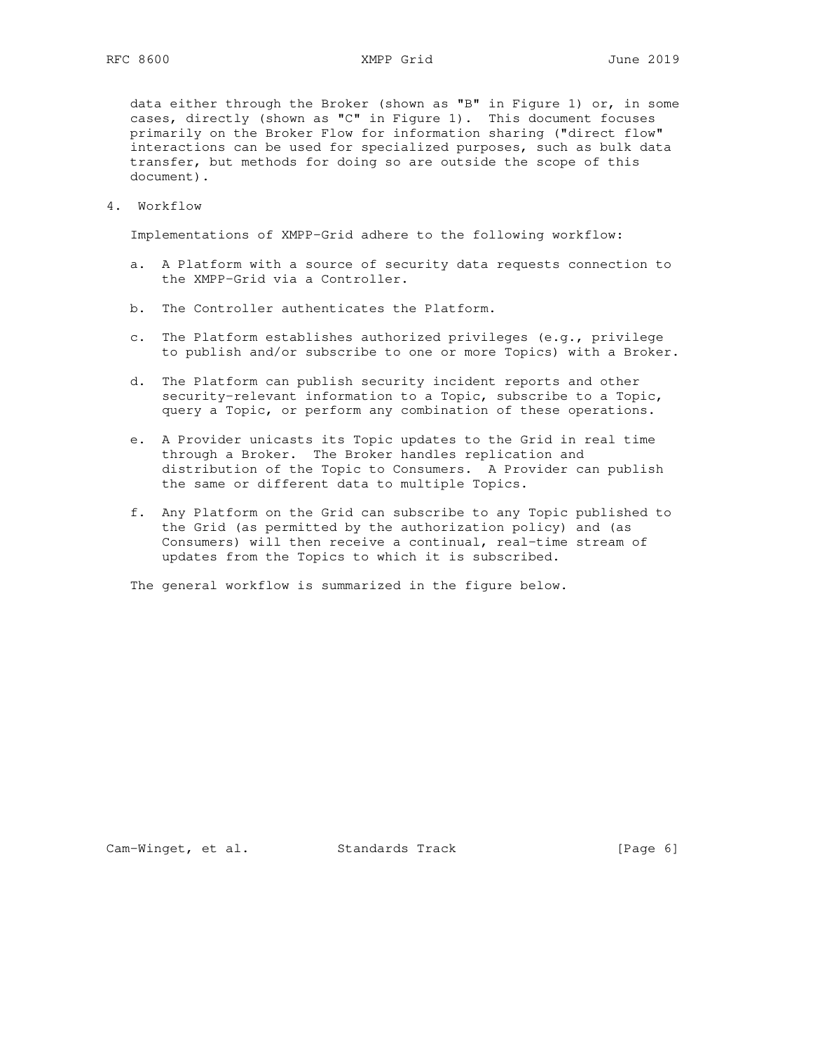data either through the Broker (shown as "B" in Figure 1) or, in some cases, directly (shown as "C" in Figure 1). This document focuses primarily on the Broker Flow for information sharing ("direct flow" interactions can be used for specialized purposes, such as bulk data transfer, but methods for doing so are outside the scope of this document).

## 4. Workflow

Implementations of XMPP-Grid adhere to the following workflow:

a. A Platform with a source of security data requests connection to the XMPP-Grid via a Controller.

b. The Controller authenticates the Platform.

c. The Platform establishes authorized privileges (e.g., privilege to publish and/or subscribe to one or more Topics) with a Broker.

d. The Platform can publish security incident reports and other security-relevant information to a Topic, subscribe to a Topic, query a Topic, or perform any combination of these operations.

e. A Provider unicasts its Topic updates to the Grid in real time through a Broker. The Broker handles replication and distribution of the Topic to Consumers. A Provider can publish the same or different data to multiple Topics.

f. Any Platform on the Grid can subscribe to any Topic published to the Grid (as permitted by the authorization policy) and (as Consumers) will then receive a continual, real-time stream of updates from the Topics to which it is subscribed.

The general workflow is summarized in the figure below.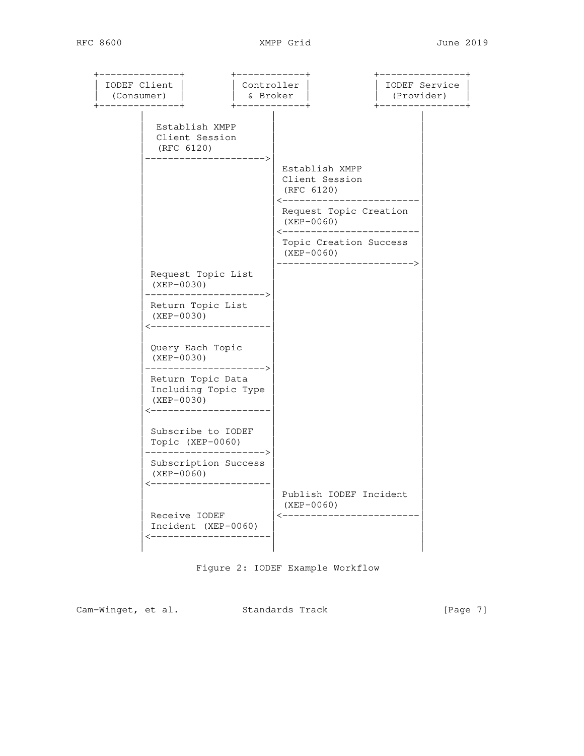```
+--------------+        +------------+          +---------------+
| IODEF Client |        | Controller |          | IODEF Service |
|  (Consumer)  |        |  & Broker  |          |   (Provider)  |
+--------------+        +------------+          +---------------+
        |                      |                         |
        |  Establish XMPP      |                         |
        |  Client Session      |                         |
        |  (RFC 6120)          |                         |
        |--------------------->|                         |
        |                      | Establish XMPP          |
        |                      | Client Session          |
        |                      | (RFC 6120)              |
        |                      |<------------------------|
        |                      | Request Topic Creation  |
        |                      | (XEP-0060)              |
        |                      |<------------------------|
        |                      | Topic Creation Success  |
        |                      | (XEP-0060)              |
        |                      |------------------------>|
        | Request Topic List   |                         |
        | (XEP-0030)           |                         |
        |--------------------->|                         |
        | Return Topic List    |                         |
        | (XEP-0030)           |                         |
        |<---------------------|                         |
        |                      |                         |
        | Query Each Topic     |                         |
        | (XEP-0030)           |                         |
        |--------------------->|                         |
        | Return Topic Data    |                         |
        | Including Topic Type |                         |
        | (XEP-0030)           |                         |
        |<---------------------|                         |
        |                      |                         |
        | Subscribe to IODEF   |                         |
        | Topic (XEP-0060)     |                         |
        |--------------------->|                         |
        | Subscription Success |                         |
        | (XEP-0060)           |                         |
        |<---------------------|                         |
        |                      | Publish IODEF Incident  |
        |                      | (XEP-0060)              |
        | Receive IODEF        |<------------------------|
        | Incident (XEP-0060)  |                         |
        |<---------------------|                         |
        |                      |                         |
```

Figure 2: IODEF Example Workflow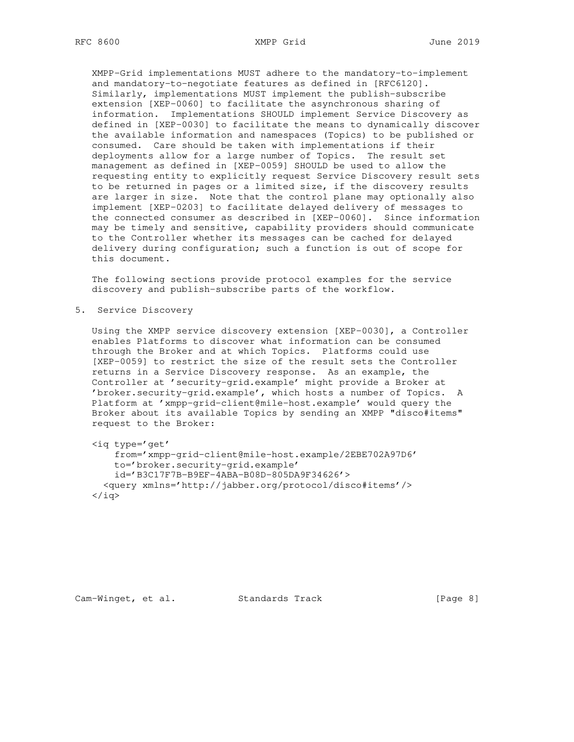XMPP-Grid implementations MUST adhere to the mandatory-to-implement and mandatory-to-negotiate features as defined in [RFC6120]. Similarly, implementations MUST implement the publish-subscribe extension [XEP-0060] to facilitate the asynchronous sharing of information. Implementations SHOULD implement Service Discovery as defined in [XEP-0030] to facilitate the means to dynamically discover the available information and namespaces (Topics) to be published or consumed. Care should be taken with implementations if their deployments allow for a large number of Topics. The result set management as defined in [XEP-0059] SHOULD be used to allow the requesting entity to explicitly request Service Discovery result sets to be returned in pages or a limited size, if the discovery results are larger in size. Note that the control plane may optionally also implement [XEP-0203] to facilitate delayed delivery of messages to the connected consumer as described in [XEP-0060]. Since information may be timely and sensitive, capability providers should communicate to the Controller whether its messages can be cached for delayed delivery during configuration; such a function is out of scope for this document.

The following sections provide protocol examples for the service discovery and publish-subscribe parts of the workflow.

## 5. Service Discovery

Using the XMPP service discovery extension [XEP-0030], a Controller enables Platforms to discover what information can be consumed through the Broker and at which Topics. Platforms could use [XEP-0059] to restrict the size of the result sets the Controller returns in a Service Discovery response. As an example, the Controller at 'security-grid.example' might provide a Broker at 'broker.security-grid.example', which hosts a number of Topics. A Platform at 'xmpp-grid-client@mile-host.example' would query the Broker about its available Topics by sending an XMPP "disco#items" request to the Broker:

```
<iq type='get'
    from='xmpp-grid-client@mile-host.example/2EBE702A97D6'
    to='broker.security-grid.example'
    id='B3C17F7B-B9EF-4ABA-B08D-805DA9F34626'>
  <query xmlns='http://jabber.org/protocol/disco#items'/>
</iq>
```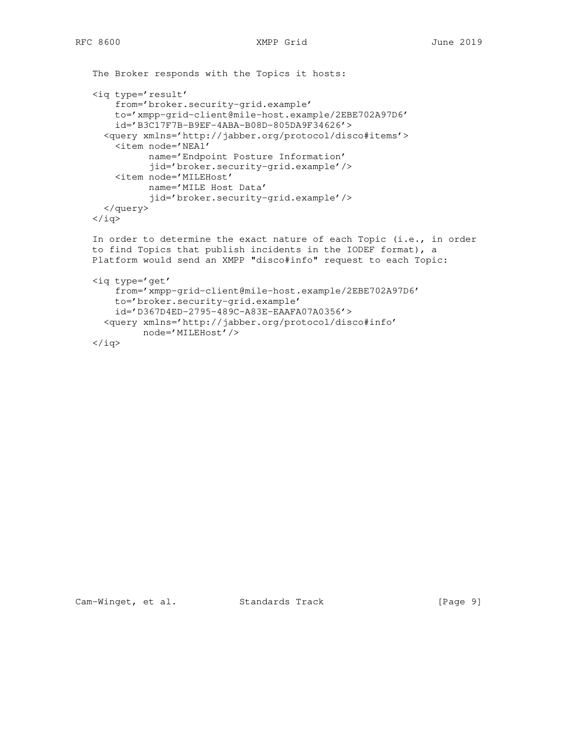The Broker responds with the Topics it hosts:

```
<iq type='result'
    from='broker.security-grid.example'
    to='xmpp-grid-client@mile-host.example/2EBE702A97D6'
    id='B3C17F7B-B9EF-4ABA-B08D-805DA9F34626'>
  <query xmlns='http://jabber.org/protocol/disco#items'>
    <item node='NEA1'
          name='Endpoint Posture Information'
          jid='broker.security-grid.example'/>
    <item node='MILEHost'
          name='MILE Host Data'
          jid='broker.security-grid.example'/>
  </query>
</iq>
```

In order to determine the exact nature of each Topic (i.e., in order to find Topics that publish incidents in the IODEF format), a Platform would send an XMPP "disco#info" request to each Topic:

```
<iq type='get'
    from='xmpp-grid-client@mile-host.example/2EBE702A97D6'
    to='broker.security-grid.example'
    id='D367D4ED-2795-489C-A83E-EAAFA07A0356'>
  <query xmlns='http://jabber.org/protocol/disco#info'
         node='MILEHost'/>
</iq>
```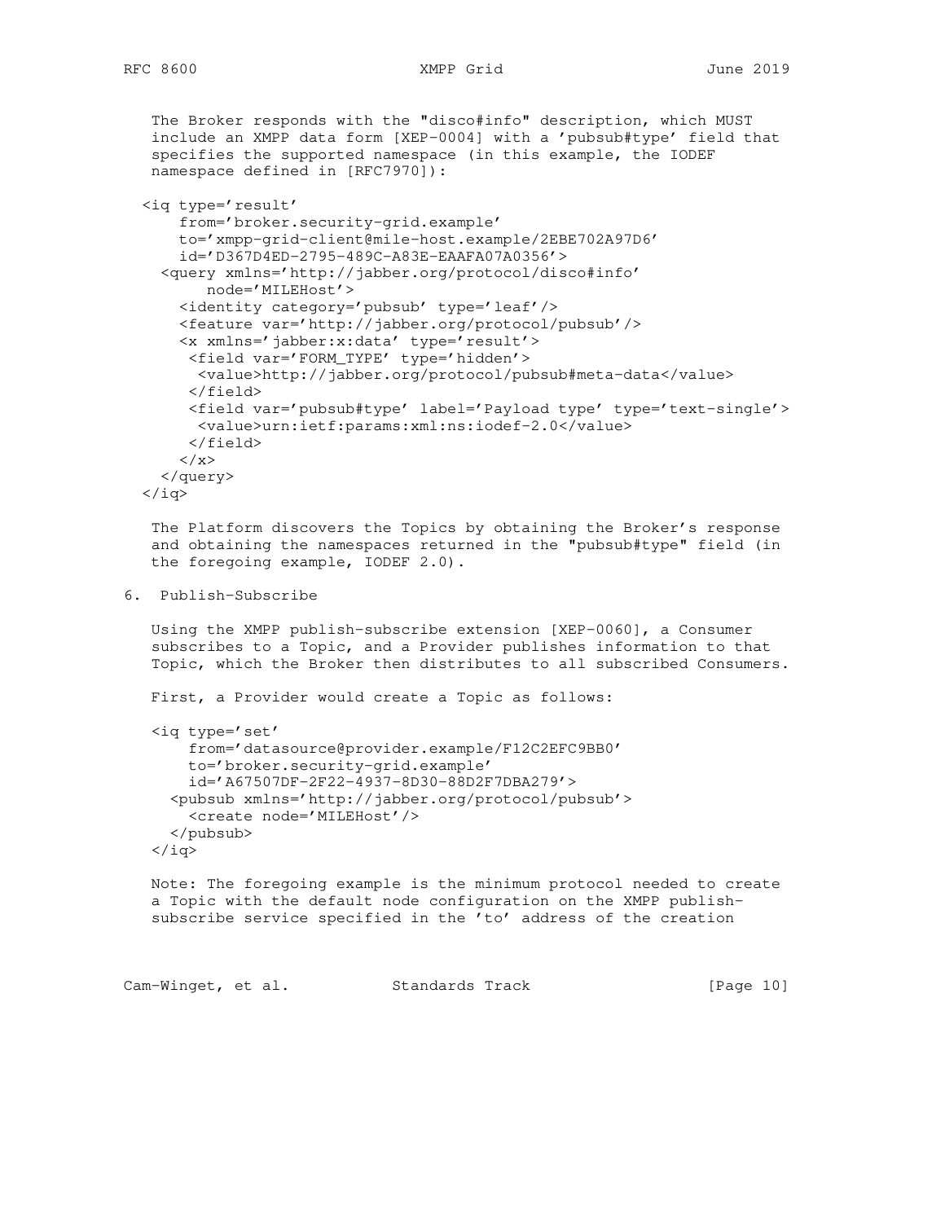The Broker responds with the "disco#info" description, which MUST include an XMPP data form [XEP-0004] with a 'pubsub#type' field that specifies the supported namespace (in this example, the IODEF namespace defined in [RFC7970]):

```
<iq type='result'
    from='broker.security-grid.example'
    to='xmpp-grid-client@mile-host.example/2EBE702A97D6'
    id='D367D4ED-2795-489C-A83E-EAAFA07A0356'>
  <query xmlns='http://jabber.org/protocol/disco#info'
       node='MILEHost'>
    <identity category='pubsub' type='leaf'/>
    <feature var='http://jabber.org/protocol/pubsub'/>
    <x xmlns='jabber:x:data' type='result'>
     <field var='FORM_TYPE' type='hidden'>
      <value>http://jabber.org/protocol/pubsub#meta-data</value>
     </field>
     <field var='pubsub#type' label='Payload type' type='text-single'>
      <value>urn:ietf:params:xml:ns:iodef-2.0</value>
     </field>
    </x>
  </query>
</iq>
```

The Platform discovers the Topics by obtaining the Broker's response and obtaining the namespaces returned in the "pubsub#type" field (in the foregoing example, IODEF 2.0).

## 6. Publish-Subscribe

Using the XMPP publish-subscribe extension [XEP-0060], a Consumer subscribes to a Topic, and a Provider publishes information to that Topic, which the Broker then distributes to all subscribed Consumers.

First, a Provider would create a Topic as follows:

```
<iq type='set'
    from='datasource@provider.example/F12C2EFC9BB0'
    to='broker.security-grid.example'
    id='A67507DF-2F22-4937-8D30-88D2F7DBA279'>
  <pubsub xmlns='http://jabber.org/protocol/pubsub'>
    <create node='MILEHost'/>
  </pubsub>
</iq>
```

Note: The foregoing example is the minimum protocol needed to create a Topic with the default node configuration on the XMPP publish-subscribe service specified in the 'to' address of the creation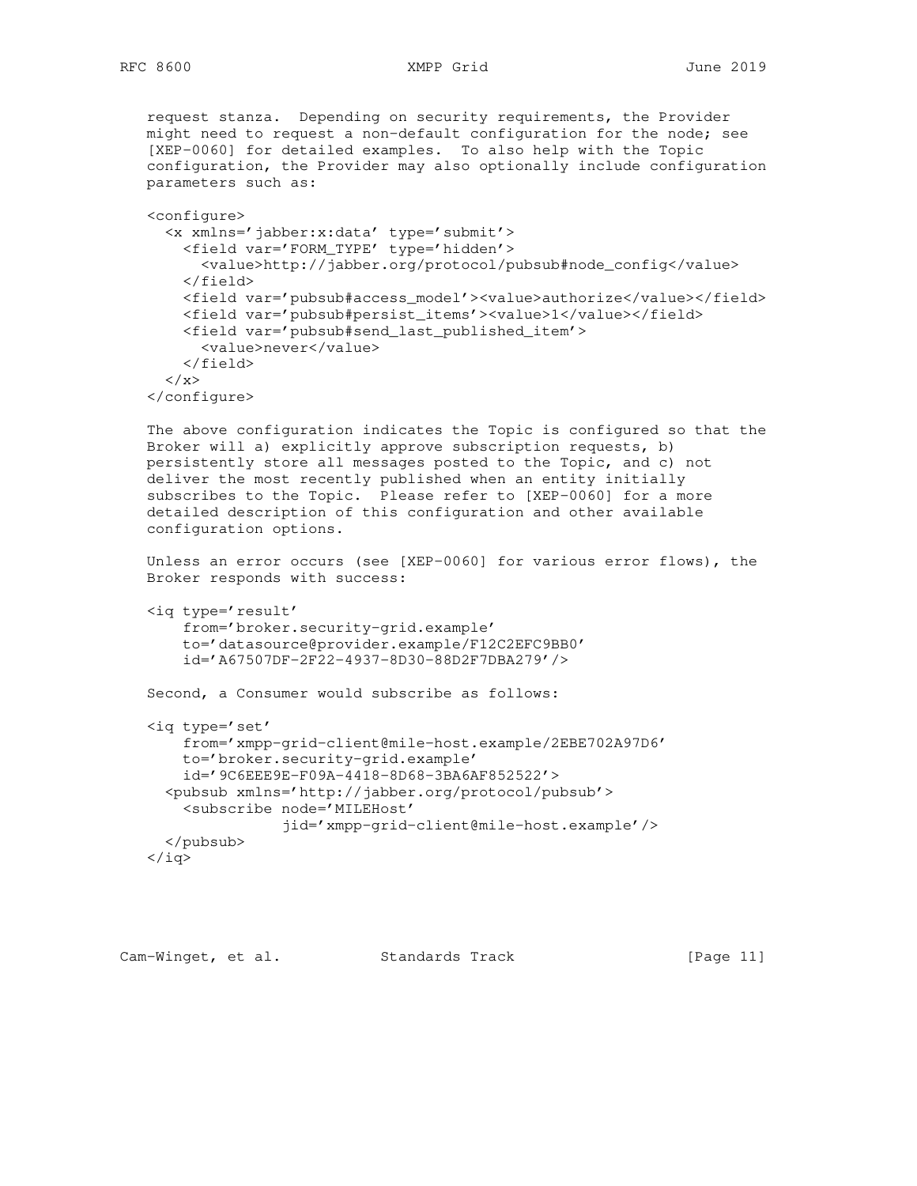request stanza. Depending on security requirements, the Provider might need to request a non-default configuration for the node; see [XEP-0060] for detailed examples. To also help with the Topic configuration, the Provider may also optionally include configuration parameters such as:

```
<configure>
  <x xmlns='jabber:x:data' type='submit'>
    <field var='FORM_TYPE' type='hidden'>
      <value>http://jabber.org/protocol/pubsub#node_config</value>
    </field>
    <field var='pubsub#access_model'><value>authorize</value></field>
    <field var='pubsub#persist_items'><value>1</value></field>
    <field var='pubsub#send_last_published_item'>
      <value>never</value>
    </field>
  </x>
</configure>
```

The above configuration indicates the Topic is configured so that the Broker will a) explicitly approve subscription requests, b) persistently store all messages posted to the Topic, and c) not deliver the most recently published when an entity initially subscribes to the Topic. Please refer to [XEP-0060] for a more detailed description of this configuration and other available configuration options.

Unless an error occurs (see [XEP-0060] for various error flows), the Broker responds with success:

```
<iq type='result'
    from='broker.security-grid.example'
    to='datasource@provider.example/F12C2EFC9BB0'
    id='A67507DF-2F22-4937-8D30-88D2F7DBA279'/>
```

Second, a Consumer would subscribe as follows:

```
<iq type='set'
    from='xmpp-grid-client@mile-host.example/2EBE702A97D6'
    to='broker.security-grid.example'
    id='9C6EEE9E-F09A-4418-8D68-3BA6AF852522'>
  <pubsub xmlns='http://jabber.org/protocol/pubsub'>
    <subscribe node='MILEHost'
               jid='xmpp-grid-client@mile-host.example'/>
  </pubsub>
</iq>
```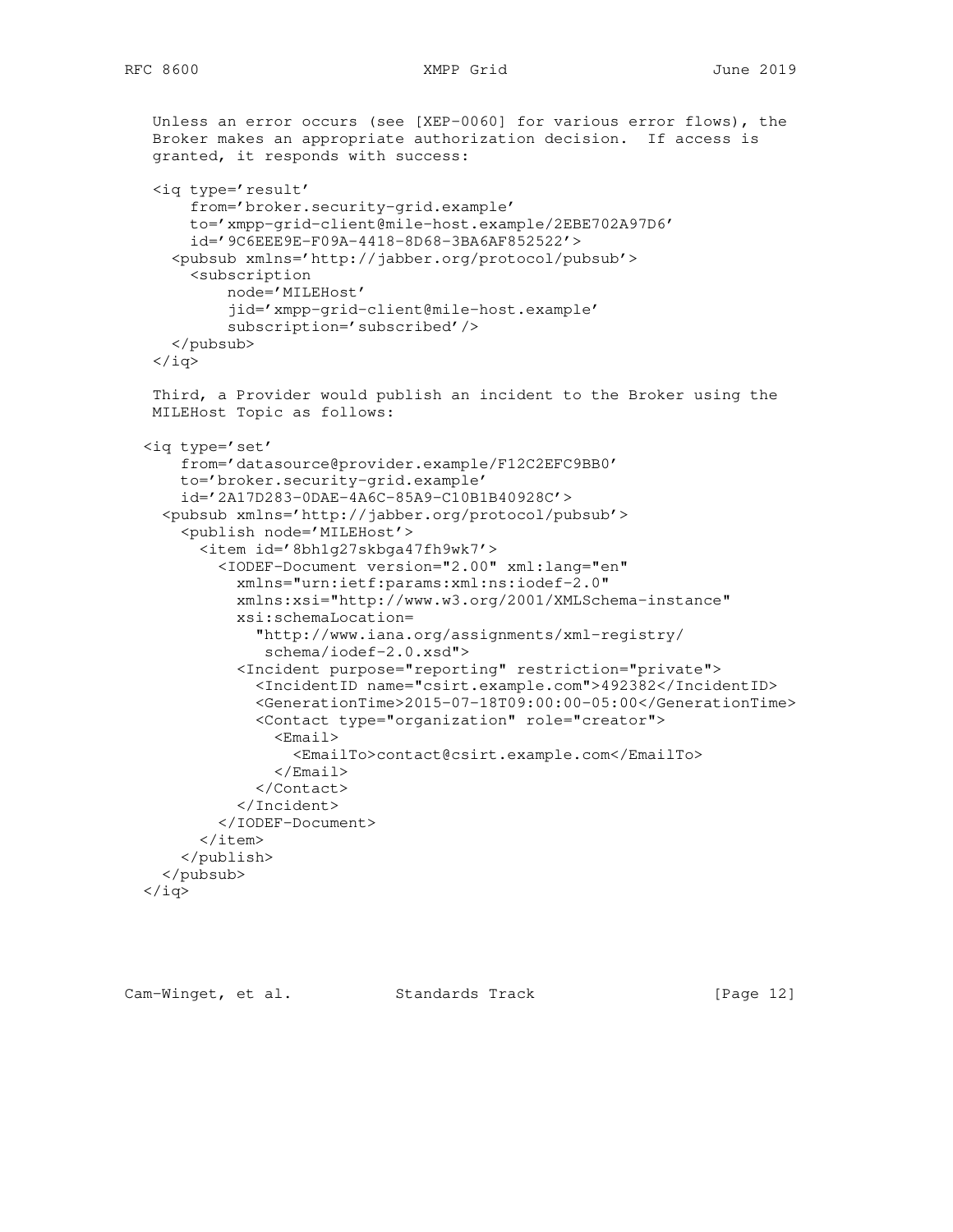Unless an error occurs (see [XEP-0060] for various error flows), the Broker makes an appropriate authorization decision. If access is granted, it responds with success:

```
<iq type='result'
    from='broker.security-grid.example'
    to='xmpp-grid-client@mile-host.example/2EBE702A97D6'
    id='9C6EEE9E-F09A-4418-8D68-3BA6AF852522'>
  <pubsub xmlns='http://jabber.org/protocol/pubsub'>
    <subscription
        node='MILEHost'
        jid='xmpp-grid-client@mile-host.example'
        subscription='subscribed'/>
  </pubsub>
</iq>
```

Third, a Provider would publish an incident to the Broker using the MILEHost Topic as follows:

```
<iq type='set'
    from='datasource@provider.example/F12C2EFC9BB0'
    to='broker.security-grid.example'
    id='2A17D283-0DAE-4A6C-85A9-C10B1B40928C'>
  <pubsub xmlns='http://jabber.org/protocol/pubsub'>
    <publish node='MILEHost'>
      <item id='8bh1g27skbga47fh9wk7'>
        <IODEF-Document version="2.00" xml:lang="en"
          xmlns="urn:ietf:params:xml:ns:iodef-2.0"
          xmlns:xsi="http://www.w3.org/2001/XMLSchema-instance"
          xsi:schemaLocation=
            "http://www.iana.org/assignments/xml-registry/
             schema/iodef-2.0.xsd">
          <Incident purpose="reporting" restriction="private">
            <IncidentID name="csirt.example.com">492382</IncidentID>
            <GenerationTime>2015-07-18T09:00:00-05:00</GenerationTime>
            <Contact type="organization" role="creator">
              <Email>
                <EmailTo>contact@csirt.example.com</EmailTo>
              </Email>
            </Contact>
          </Incident>
        </IODEF-Document>
      </item>
    </publish>
  </pubsub>
</iq>
```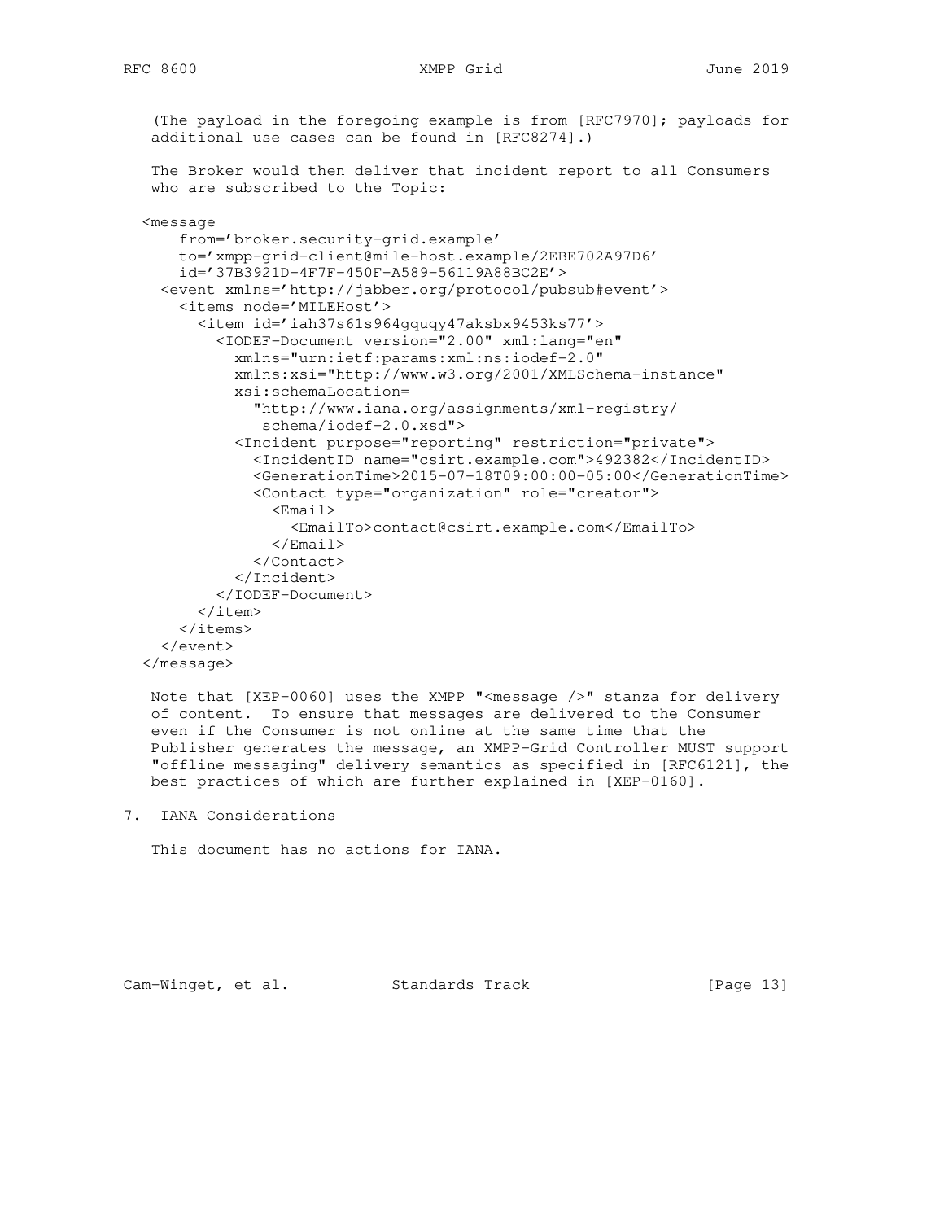(The payload in the foregoing example is from [RFC7970]; payloads for additional use cases can be found in [RFC8274].)

The Broker would then deliver that incident report to all Consumers who are subscribed to the Topic:

```
<message
    from='broker.security-grid.example'
    to='xmpp-grid-client@mile-host.example/2EBE702A97D6'
    id='37B3921D-4F7F-450F-A589-56119A88BC2E'>
  <event xmlns='http://jabber.org/protocol/pubsub#event'>
    <items node='MILEHost'>
      <item id='iah37s61s964gquqy47aksbx9453ks77'>
        <IODEF-Document version="2.00" xml:lang="en"
          xmlns="urn:ietf:params:xml:ns:iodef-2.0"
          xmlns:xsi="http://www.w3.org/2001/XMLSchema-instance"
          xsi:schemaLocation=
            "http://www.iana.org/assignments/xml-registry/
             schema/iodef-2.0.xsd">
          <Incident purpose="reporting" restriction="private">
            <IncidentID name="csirt.example.com">492382</IncidentID>
            <GenerationTime>2015-07-18T09:00:00-05:00</GenerationTime>
            <Contact type="organization" role="creator">
              <Email>
                <EmailTo>contact@csirt.example.com</EmailTo>
              </Email>
            </Contact>
          </Incident>
        </IODEF-Document>
      </item>
    </items>
  </event>
</message>
```

Note that [XEP-0060] uses the XMPP "<message />" stanza for delivery of content. To ensure that messages are delivered to the Consumer even if the Consumer is not online at the same time that the Publisher generates the message, an XMPP-Grid Controller MUST support "offline messaging" delivery semantics as specified in [RFC6121], the best practices of which are further explained in [XEP-0160].

## 7. IANA Considerations

This document has no actions for IANA.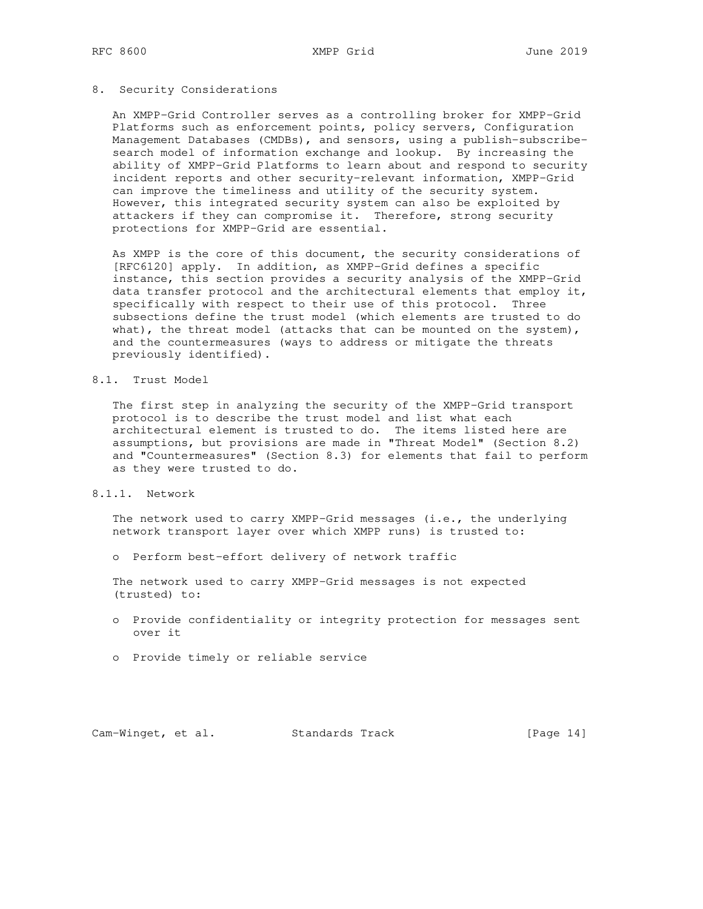# 8. Security Considerations

An XMPP-Grid Controller serves as a controlling broker for XMPP-Grid Platforms such as enforcement points, policy servers, Configuration Management Databases (CMDBs), and sensors, using a publish-subscribe-search model of information exchange and lookup. By increasing the ability of XMPP-Grid Platforms to learn about and respond to security incident reports and other security-relevant information, XMPP-Grid can improve the timeliness and utility of the security system. However, this integrated security system can also be exploited by attackers if they can compromise it. Therefore, strong security protections for XMPP-Grid are essential.

As XMPP is the core of this document, the security considerations of [RFC6120] apply. In addition, as XMPP-Grid defines a specific instance, this section provides a security analysis of the XMPP-Grid data transfer protocol and the architectural elements that employ it, specifically with respect to their use of this protocol. Three subsections define the trust model (which elements are trusted to do what), the threat model (attacks that can be mounted on the system), and the countermeasures (ways to address or mitigate the threats previously identified).

## 8.1. Trust Model

The first step in analyzing the security of the XMPP-Grid transport protocol is to describe the trust model and list what each architectural element is trusted to do. The items listed here are assumptions, but provisions are made in "Threat Model" (Section 8.2) and "Countermeasures" (Section 8.3) for elements that fail to perform as they were trusted to do.

### 8.1.1. Network

The network used to carry XMPP-Grid messages (i.e., the underlying network transport layer over which XMPP runs) is trusted to:

- Perform best-effort delivery of network traffic

The network used to carry XMPP-Grid messages is not expected (trusted) to:

- Provide confidentiality or integrity protection for messages sent over it
- Provide timely or reliable service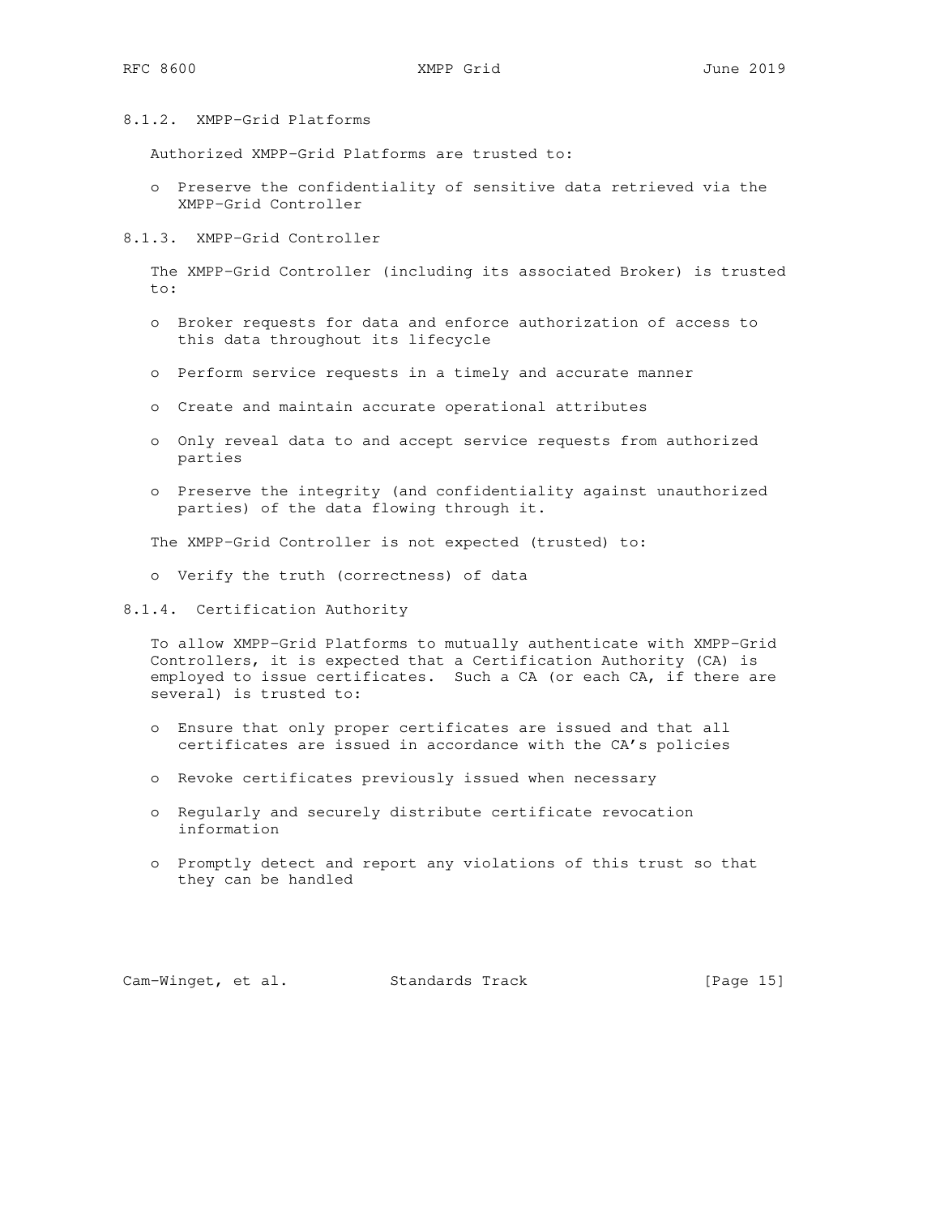#### 8.1.2. XMPP-Grid Platforms

Authorized XMPP-Grid Platforms are trusted to:

- Preserve the confidentiality of sensitive data retrieved via the XMPP-Grid Controller

#### 8.1.3. XMPP-Grid Controller

The XMPP-Grid Controller (including its associated Broker) is trusted to:

- Broker requests for data and enforce authorization of access to this data throughout its lifecycle
- Perform service requests in a timely and accurate manner
- Create and maintain accurate operational attributes
- Only reveal data to and accept service requests from authorized parties
- Preserve the integrity (and confidentiality against unauthorized parties) of the data flowing through it.

The XMPP-Grid Controller is not expected (trusted) to:

- Verify the truth (correctness) of data

#### 8.1.4. Certification Authority

To allow XMPP-Grid Platforms to mutually authenticate with XMPP-Grid Controllers, it is expected that a Certification Authority (CA) is employed to issue certificates. Such a CA (or each CA, if there are several) is trusted to:

- Ensure that only proper certificates are issued and that all certificates are issued in accordance with the CA's policies
- Revoke certificates previously issued when necessary
- Regularly and securely distribute certificate revocation information
- Promptly detect and report any violations of this trust so that they can be handled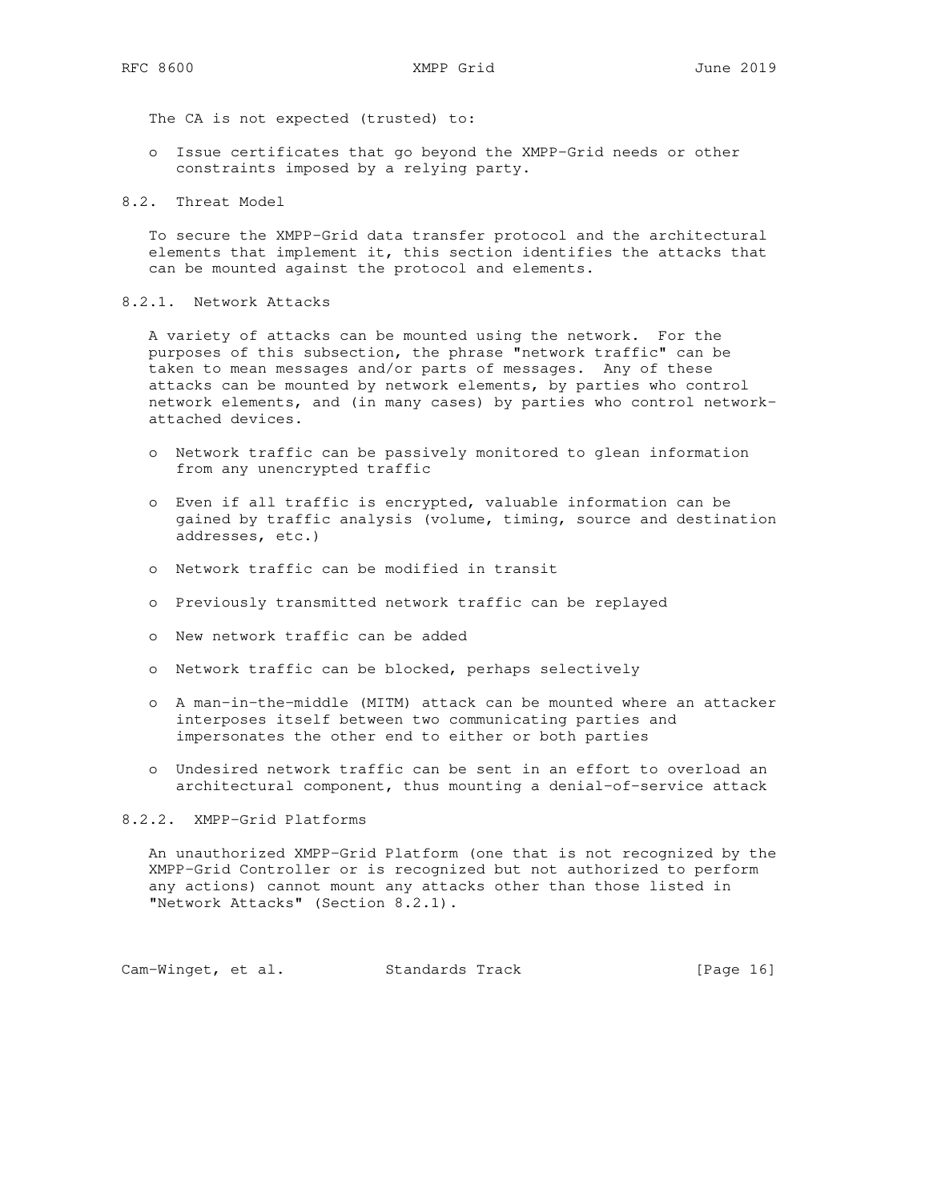The CA is not expected (trusted) to:

- Issue certificates that go beyond the XMPP-Grid needs or other constraints imposed by a relying party.

## 8.2. Threat Model

To secure the XMPP-Grid data transfer protocol and the architectural elements that implement it, this section identifies the attacks that can be mounted against the protocol and elements.

### 8.2.1. Network Attacks

A variety of attacks can be mounted using the network. For the purposes of this subsection, the phrase "network traffic" can be taken to mean messages and/or parts of messages. Any of these attacks can be mounted by network elements, by parties who control network elements, and (in many cases) by parties who control network-attached devices.

- Network traffic can be passively monitored to glean information from any unencrypted traffic
- Even if all traffic is encrypted, valuable information can be gained by traffic analysis (volume, timing, source and destination addresses, etc.)
- Network traffic can be modified in transit
- Previously transmitted network traffic can be replayed
- New network traffic can be added
- Network traffic can be blocked, perhaps selectively
- A man-in-the-middle (MITM) attack can be mounted where an attacker interposes itself between two communicating parties and impersonates the other end to either or both parties
- Undesired network traffic can be sent in an effort to overload an architectural component, thus mounting a denial-of-service attack

### 8.2.2. XMPP-Grid Platforms

An unauthorized XMPP-Grid Platform (one that is not recognized by the XMPP-Grid Controller or is recognized but not authorized to perform any actions) cannot mount any attacks other than those listed in "Network Attacks" (Section 8.2.1).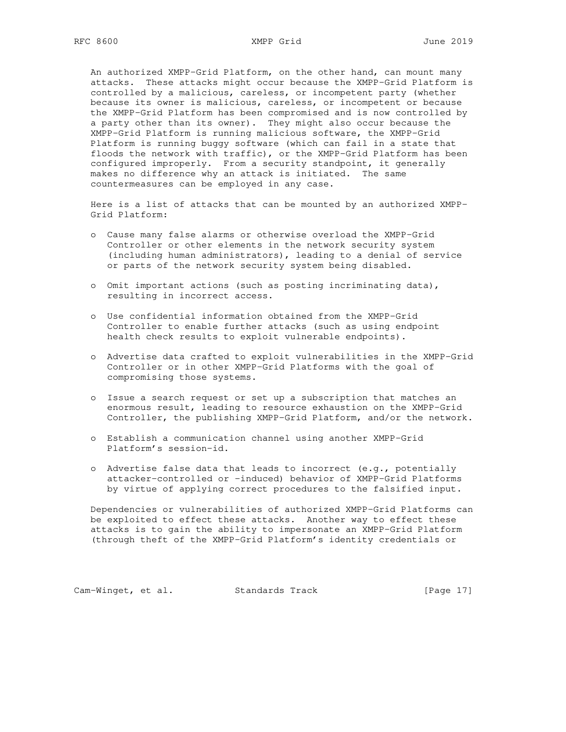An authorized XMPP-Grid Platform, on the other hand, can mount many attacks. These attacks might occur because the XMPP-Grid Platform is controlled by a malicious, careless, or incompetent party (whether because its owner is malicious, careless, or incompetent or because the XMPP-Grid Platform has been compromised and is now controlled by a party other than its owner). They might also occur because the XMPP-Grid Platform is running malicious software, the XMPP-Grid Platform is running buggy software (which can fail in a state that floods the network with traffic), or the XMPP-Grid Platform has been configured improperly. From a security standpoint, it generally makes no difference why an attack is initiated. The same countermeasures can be employed in any case.

Here is a list of attacks that can be mounted by an authorized XMPP-Grid Platform:

- Cause many false alarms or otherwise overload the XMPP-Grid Controller or other elements in the network security system (including human administrators), leading to a denial of service or parts of the network security system being disabled.
- Omit important actions (such as posting incriminating data), resulting in incorrect access.
- Use confidential information obtained from the XMPP-Grid Controller to enable further attacks (such as using endpoint health check results to exploit vulnerable endpoints).
- Advertise data crafted to exploit vulnerabilities in the XMPP-Grid Controller or in other XMPP-Grid Platforms with the goal of compromising those systems.
- Issue a search request or set up a subscription that matches an enormous result, leading to resource exhaustion on the XMPP-Grid Controller, the publishing XMPP-Grid Platform, and/or the network.
- Establish a communication channel using another XMPP-Grid Platform's session-id.
- Advertise false data that leads to incorrect (e.g., potentially attacker-controlled or -induced) behavior of XMPP-Grid Platforms by virtue of applying correct procedures to the falsified input.

Dependencies or vulnerabilities of authorized XMPP-Grid Platforms can be exploited to effect these attacks. Another way to effect these attacks is to gain the ability to impersonate an XMPP-Grid Platform (through theft of the XMPP-Grid Platform's identity credentials or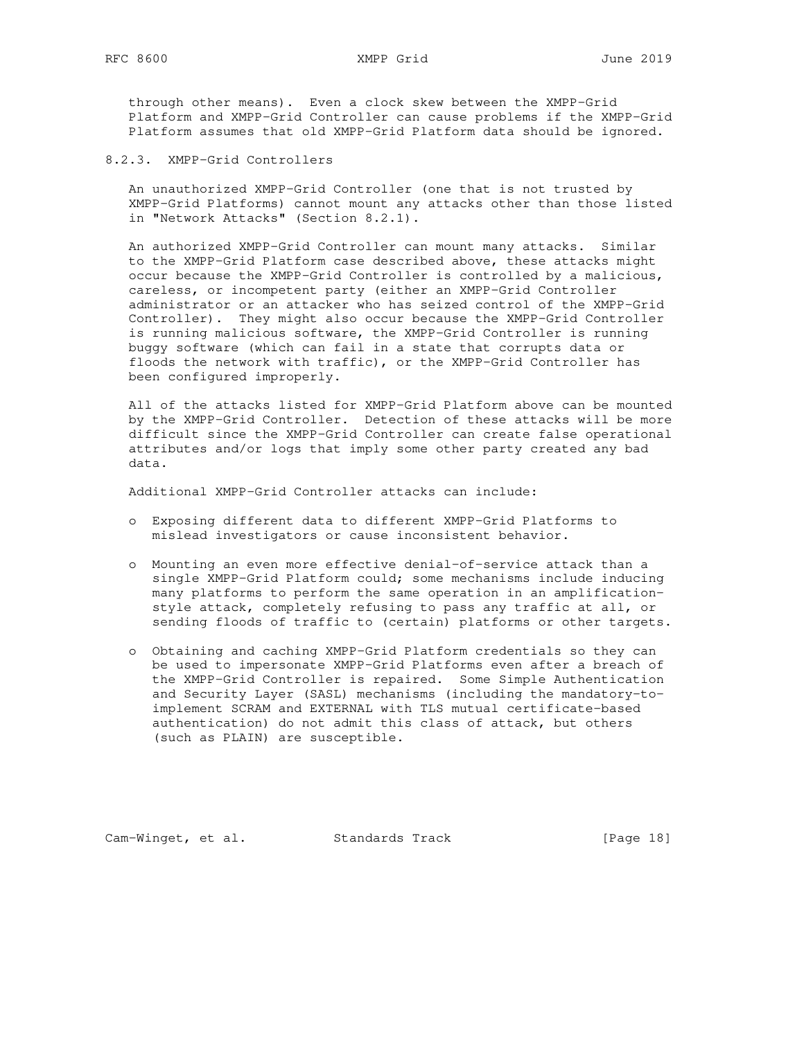through other means). Even a clock skew between the XMPP-Grid Platform and XMPP-Grid Controller can cause problems if the XMPP-Grid Platform assumes that old XMPP-Grid Platform data should be ignored.

### 8.2.3. XMPP-Grid Controllers

An unauthorized XMPP-Grid Controller (one that is not trusted by XMPP-Grid Platforms) cannot mount any attacks other than those listed in "Network Attacks" (Section 8.2.1).

An authorized XMPP-Grid Controller can mount many attacks. Similar to the XMPP-Grid Platform case described above, these attacks might occur because the XMPP-Grid Controller is controlled by a malicious, careless, or incompetent party (either an XMPP-Grid Controller administrator or an attacker who has seized control of the XMPP-Grid Controller). They might also occur because the XMPP-Grid Controller is running malicious software, the XMPP-Grid Controller is running buggy software (which can fail in a state that corrupts data or floods the network with traffic), or the XMPP-Grid Controller has been configured improperly.

All of the attacks listed for XMPP-Grid Platform above can be mounted by the XMPP-Grid Controller. Detection of these attacks will be more difficult since the XMPP-Grid Controller can create false operational attributes and/or logs that imply some other party created any bad data.

Additional XMPP-Grid Controller attacks can include:

- Exposing different data to different XMPP-Grid Platforms to mislead investigators or cause inconsistent behavior.

- Mounting an even more effective denial-of-service attack than a single XMPP-Grid Platform could; some mechanisms include inducing many platforms to perform the same operation in an amplification-style attack, completely refusing to pass any traffic at all, or sending floods of traffic to (certain) platforms or other targets.

- Obtaining and caching XMPP-Grid Platform credentials so they can be used to impersonate XMPP-Grid Platforms even after a breach of the XMPP-Grid Controller is repaired. Some Simple Authentication and Security Layer (SASL) mechanisms (including the mandatory-to-implement SCRAM and EXTERNAL with TLS mutual certificate-based authentication) do not admit this class of attack, but others (such as PLAIN) are susceptible.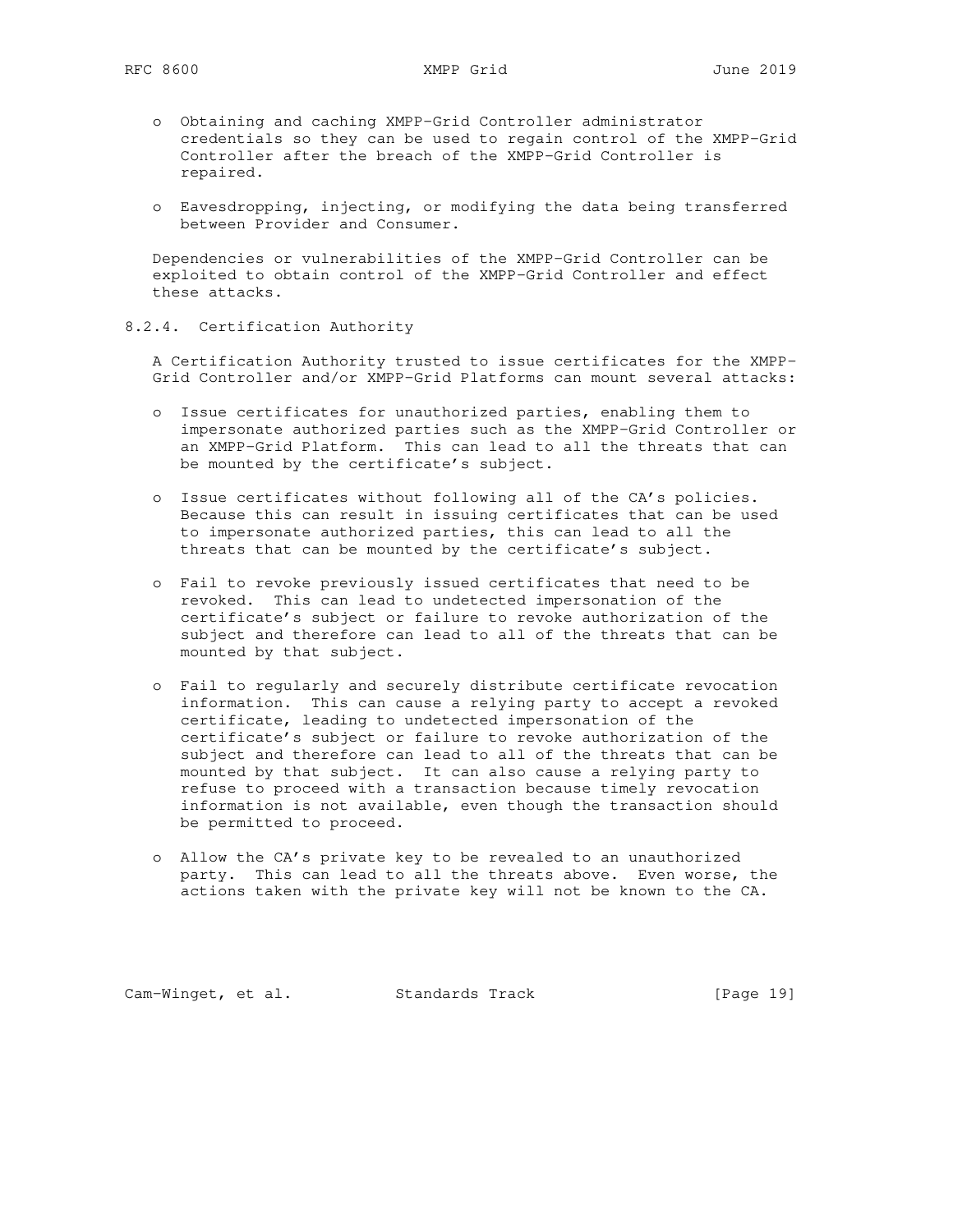- Obtaining and caching XMPP-Grid Controller administrator credentials so they can be used to regain control of the XMPP-Grid Controller after the breach of the XMPP-Grid Controller is repaired.

- Eavesdropping, injecting, or modifying the data being transferred between Provider and Consumer.

Dependencies or vulnerabilities of the XMPP-Grid Controller can be exploited to obtain control of the XMPP-Grid Controller and effect these attacks.

#### 8.2.4. Certification Authority

A Certification Authority trusted to issue certificates for the XMPP-Grid Controller and/or XMPP-Grid Platforms can mount several attacks:

- Issue certificates for unauthorized parties, enabling them to impersonate authorized parties such as the XMPP-Grid Controller or an XMPP-Grid Platform. This can lead to all the threats that can be mounted by the certificate's subject.

- Issue certificates without following all of the CA's policies. Because this can result in issuing certificates that can be used to impersonate authorized parties, this can lead to all the threats that can be mounted by the certificate's subject.

- Fail to revoke previously issued certificates that need to be revoked. This can lead to undetected impersonation of the certificate's subject or failure to revoke authorization of the subject and therefore can lead to all of the threats that can be mounted by that subject.

- Fail to regularly and securely distribute certificate revocation information. This can cause a relying party to accept a revoked certificate, leading to undetected impersonation of the certificate's subject or failure to revoke authorization of the subject and therefore can lead to all of the threats that can be mounted by that subject. It can also cause a relying party to refuse to proceed with a transaction because timely revocation information is not available, even though the transaction should be permitted to proceed.

- Allow the CA's private key to be revealed to an unauthorized party. This can lead to all the threats above. Even worse, the actions taken with the private key will not be known to the CA.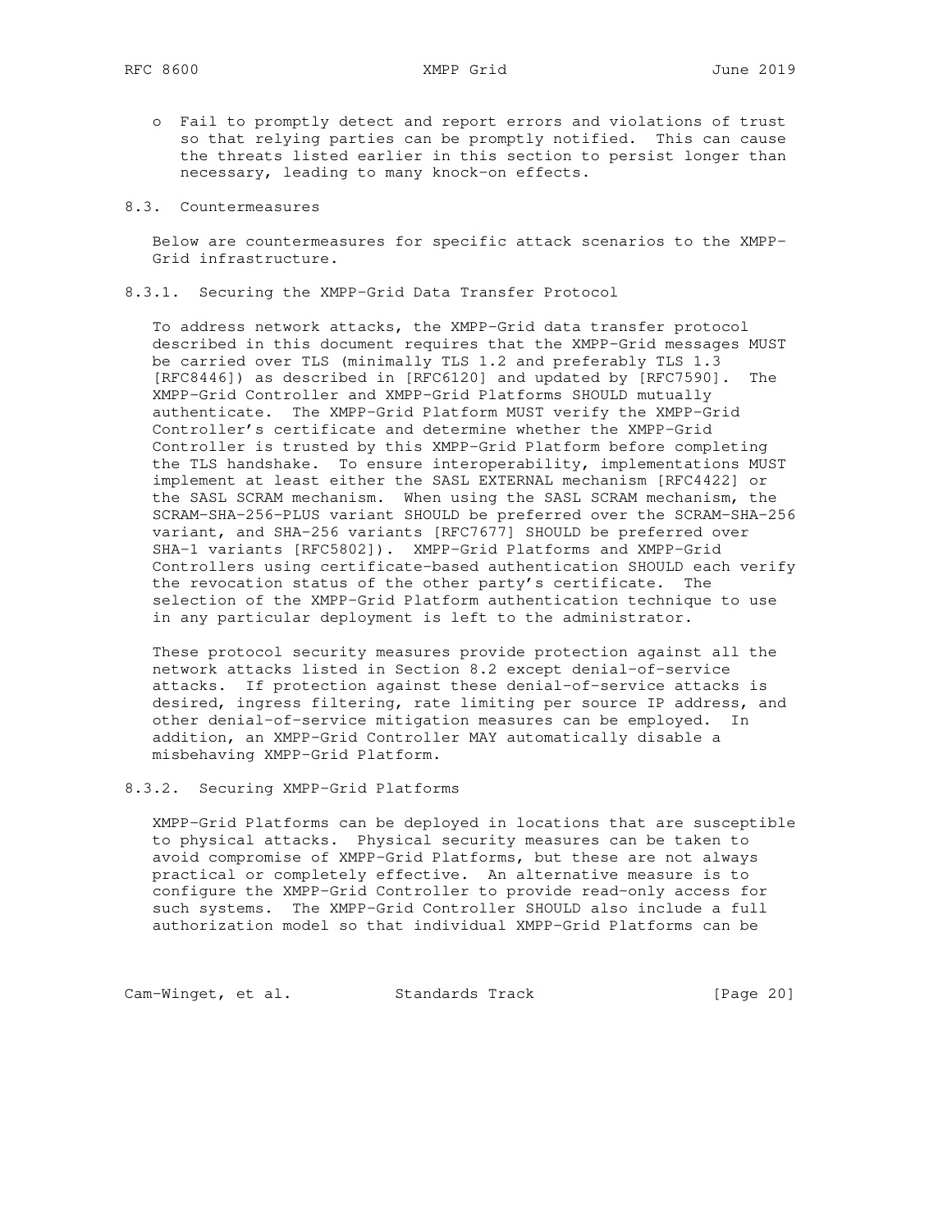- Fail to promptly detect and report errors and violations of trust so that relying parties can be promptly notified. This can cause the threats listed earlier in this section to persist longer than necessary, leading to many knock-on effects.

### 8.3. Countermeasures

Below are countermeasures for specific attack scenarios to the XMPP-Grid infrastructure.

#### 8.3.1. Securing the XMPP-Grid Data Transfer Protocol

To address network attacks, the XMPP-Grid data transfer protocol described in this document requires that the XMPP-Grid messages MUST be carried over TLS (minimally TLS 1.2 and preferably TLS 1.3 [RFC8446]) as described in [RFC6120] and updated by [RFC7590]. The XMPP-Grid Controller and XMPP-Grid Platforms SHOULD mutually authenticate. The XMPP-Grid Platform MUST verify the XMPP-Grid Controller's certificate and determine whether the XMPP-Grid Controller is trusted by this XMPP-Grid Platform before completing the TLS handshake. To ensure interoperability, implementations MUST implement at least either the SASL EXTERNAL mechanism [RFC4422] or the SASL SCRAM mechanism. When using the SASL SCRAM mechanism, the SCRAM-SHA-256-PLUS variant SHOULD be preferred over the SCRAM-SHA-256 variant, and SHA-256 variants [RFC7677] SHOULD be preferred over SHA-1 variants [RFC5802]). XMPP-Grid Platforms and XMPP-Grid Controllers using certificate-based authentication SHOULD each verify the revocation status of the other party's certificate. The selection of the XMPP-Grid Platform authentication technique to use in any particular deployment is left to the administrator.

These protocol security measures provide protection against all the network attacks listed in Section 8.2 except denial-of-service attacks. If protection against these denial-of-service attacks is desired, ingress filtering, rate limiting per source IP address, and other denial-of-service mitigation measures can be employed. In addition, an XMPP-Grid Controller MAY automatically disable a misbehaving XMPP-Grid Platform.

#### 8.3.2. Securing XMPP-Grid Platforms

XMPP-Grid Platforms can be deployed in locations that are susceptible to physical attacks. Physical security measures can be taken to avoid compromise of XMPP-Grid Platforms, but these are not always practical or completely effective. An alternative measure is to configure the XMPP-Grid Controller to provide read-only access for such systems. The XMPP-Grid Controller SHOULD also include a full authorization model so that individual XMPP-Grid Platforms can be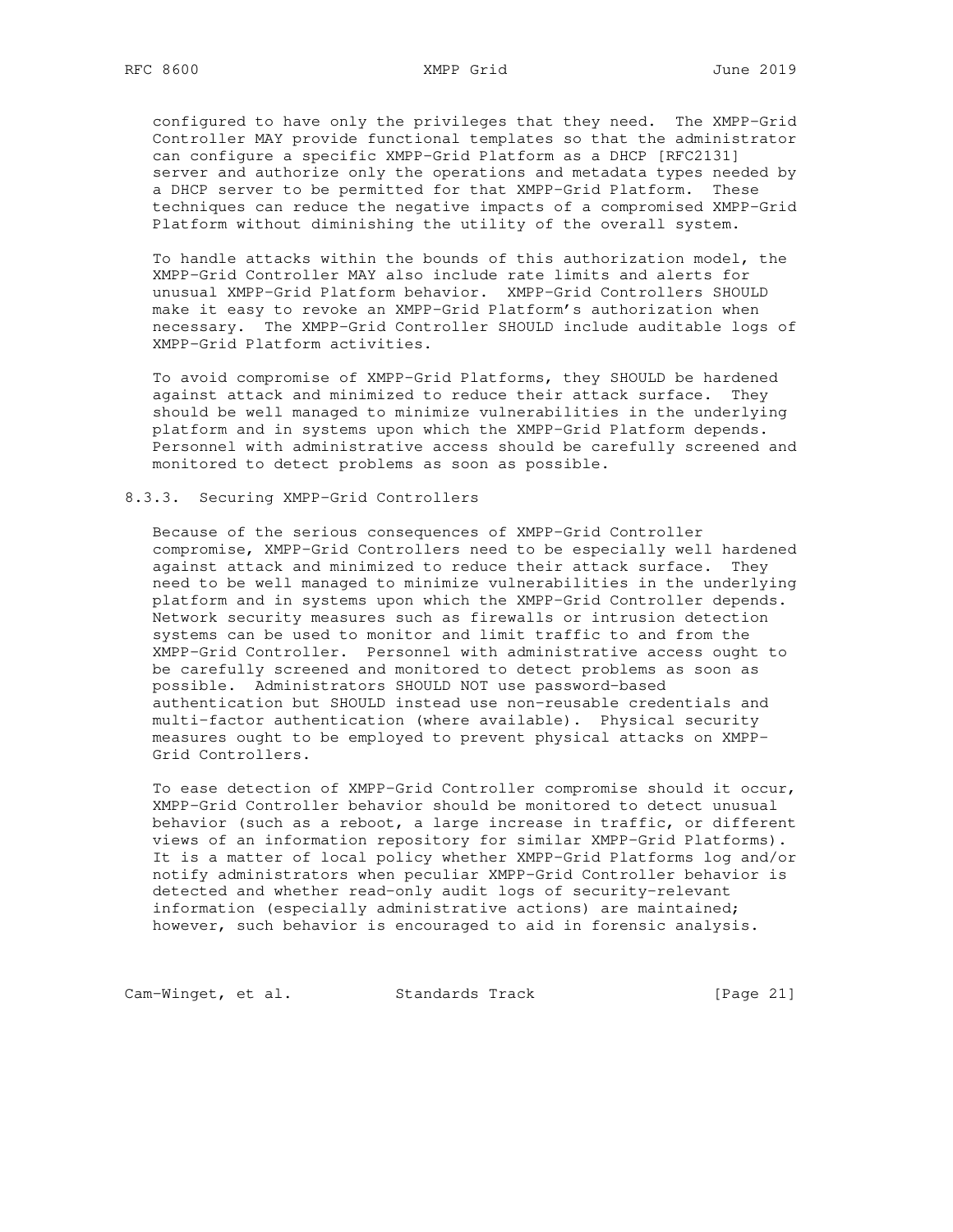configured to have only the privileges that they need. The XMPP-Grid Controller MAY provide functional templates so that the administrator can configure a specific XMPP-Grid Platform as a DHCP [RFC2131] server and authorize only the operations and metadata types needed by a DHCP server to be permitted for that XMPP-Grid Platform. These techniques can reduce the negative impacts of a compromised XMPP-Grid Platform without diminishing the utility of the overall system.

To handle attacks within the bounds of this authorization model, the XMPP-Grid Controller MAY also include rate limits and alerts for unusual XMPP-Grid Platform behavior. XMPP-Grid Controllers SHOULD make it easy to revoke an XMPP-Grid Platform's authorization when necessary. The XMPP-Grid Controller SHOULD include auditable logs of XMPP-Grid Platform activities.

To avoid compromise of XMPP-Grid Platforms, they SHOULD be hardened against attack and minimized to reduce their attack surface. They should be well managed to minimize vulnerabilities in the underlying platform and in systems upon which the XMPP-Grid Platform depends. Personnel with administrative access should be carefully screened and monitored to detect problems as soon as possible.

#### 8.3.3. Securing XMPP-Grid Controllers

Because of the serious consequences of XMPP-Grid Controller compromise, XMPP-Grid Controllers need to be especially well hardened against attack and minimized to reduce their attack surface. They need to be well managed to minimize vulnerabilities in the underlying platform and in systems upon which the XMPP-Grid Controller depends. Network security measures such as firewalls or intrusion detection systems can be used to monitor and limit traffic to and from the XMPP-Grid Controller. Personnel with administrative access ought to be carefully screened and monitored to detect problems as soon as possible. Administrators SHOULD NOT use password-based authentication but SHOULD instead use non-reusable credentials and multi-factor authentication (where available). Physical security measures ought to be employed to prevent physical attacks on XMPP-Grid Controllers.

To ease detection of XMPP-Grid Controller compromise should it occur, XMPP-Grid Controller behavior should be monitored to detect unusual behavior (such as a reboot, a large increase in traffic, or different views of an information repository for similar XMPP-Grid Platforms). It is a matter of local policy whether XMPP-Grid Platforms log and/or notify administrators when peculiar XMPP-Grid Controller behavior is detected and whether read-only audit logs of security-relevant information (especially administrative actions) are maintained; however, such behavior is encouraged to aid in forensic analysis.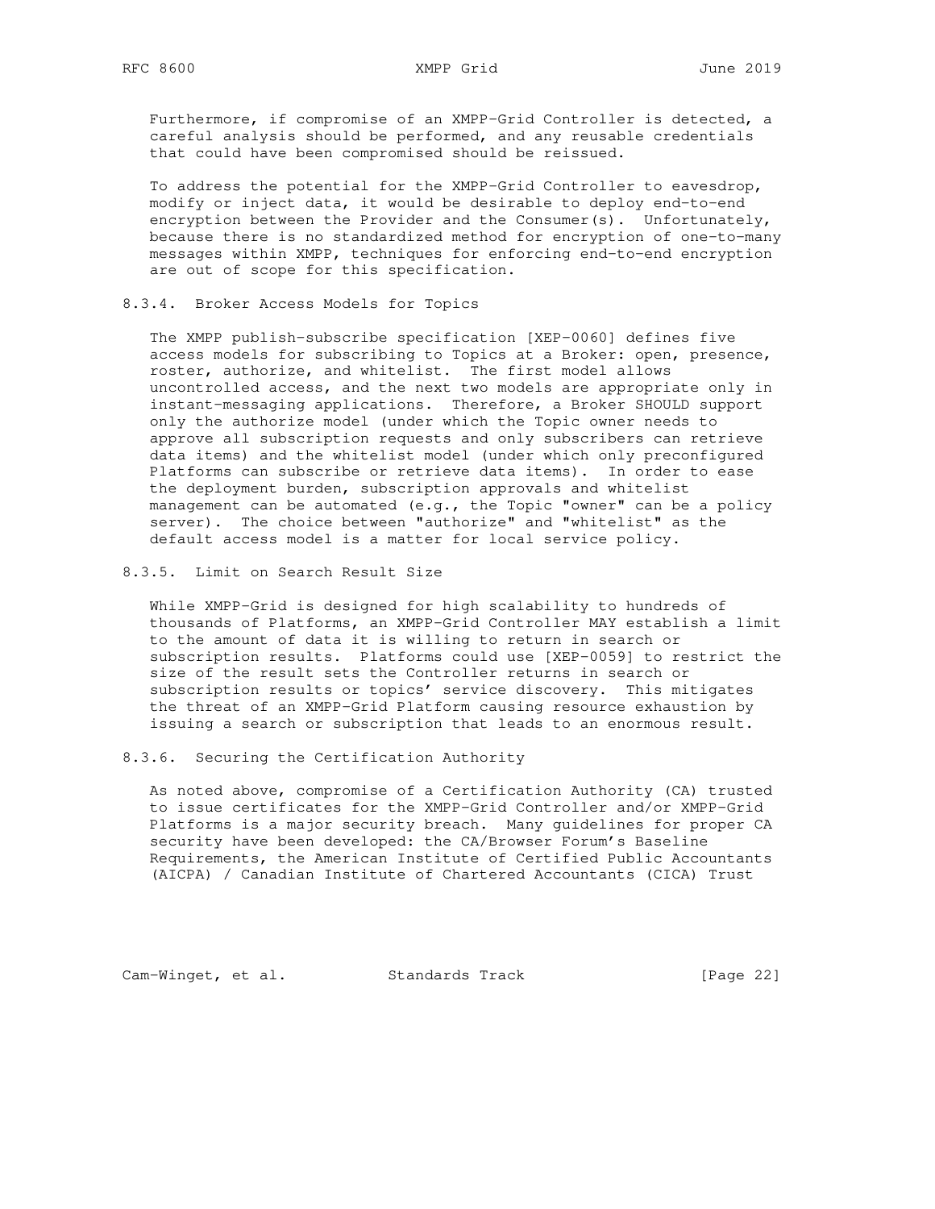Furthermore, if compromise of an XMPP-Grid Controller is detected, a careful analysis should be performed, and any reusable credentials that could have been compromised should be reissued.

To address the potential for the XMPP-Grid Controller to eavesdrop, modify or inject data, it would be desirable to deploy end-to-end encryption between the Provider and the Consumer(s). Unfortunately, because there is no standardized method for encryption of one-to-many messages within XMPP, techniques for enforcing end-to-end encryption are out of scope for this specification.

#### 8.3.4. Broker Access Models for Topics

The XMPP publish-subscribe specification [XEP-0060] defines five access models for subscribing to Topics at a Broker: open, presence, roster, authorize, and whitelist. The first model allows uncontrolled access, and the next two models are appropriate only in instant-messaging applications. Therefore, a Broker SHOULD support only the authorize model (under which the Topic owner needs to approve all subscription requests and only subscribers can retrieve data items) and the whitelist model (under which only preconfigured Platforms can subscribe or retrieve data items). In order to ease the deployment burden, subscription approvals and whitelist management can be automated (e.g., the Topic "owner" can be a policy server). The choice between "authorize" and "whitelist" as the default access model is a matter for local service policy.

#### 8.3.5. Limit on Search Result Size

While XMPP-Grid is designed for high scalability to hundreds of thousands of Platforms, an XMPP-Grid Controller MAY establish a limit to the amount of data it is willing to return in search or subscription results. Platforms could use [XEP-0059] to restrict the size of the result sets the Controller returns in search or subscription results or topics' service discovery. This mitigates the threat of an XMPP-Grid Platform causing resource exhaustion by issuing a search or subscription that leads to an enormous result.

#### 8.3.6. Securing the Certification Authority

As noted above, compromise of a Certification Authority (CA) trusted to issue certificates for the XMPP-Grid Controller and/or XMPP-Grid Platforms is a major security breach. Many guidelines for proper CA security have been developed: the CA/Browser Forum's Baseline Requirements, the American Institute of Certified Public Accountants (AICPA) / Canadian Institute of Chartered Accountants (CICA) Trust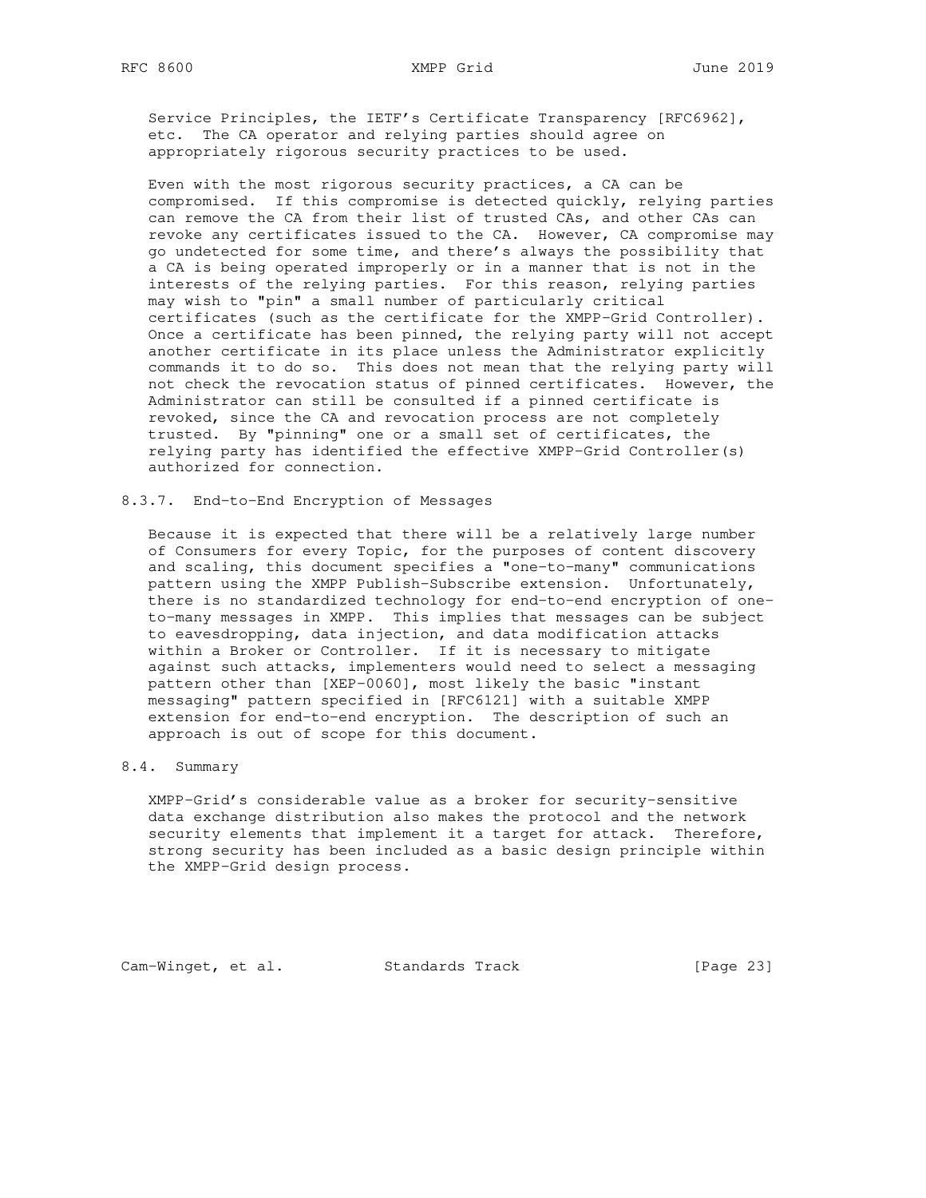Service Principles, the IETF's Certificate Transparency [RFC6962], etc. The CA operator and relying parties should agree on appropriately rigorous security practices to be used.

Even with the most rigorous security practices, a CA can be compromised. If this compromise is detected quickly, relying parties can remove the CA from their list of trusted CAs, and other CAs can revoke any certificates issued to the CA. However, CA compromise may go undetected for some time, and there's always the possibility that a CA is being operated improperly or in a manner that is not in the interests of the relying parties. For this reason, relying parties may wish to "pin" a small number of particularly critical certificates (such as the certificate for the XMPP-Grid Controller). Once a certificate has been pinned, the relying party will not accept another certificate in its place unless the Administrator explicitly commands it to do so. This does not mean that the relying party will not check the revocation status of pinned certificates. However, the Administrator can still be consulted if a pinned certificate is revoked, since the CA and revocation process are not completely trusted. By "pinning" one or a small set of certificates, the relying party has identified the effective XMPP-Grid Controller(s) authorized for connection.

#### 8.3.7. End-to-End Encryption of Messages

Because it is expected that there will be a relatively large number of Consumers for every Topic, for the purposes of content discovery and scaling, this document specifies a "one-to-many" communications pattern using the XMPP Publish-Subscribe extension. Unfortunately, there is no standardized technology for end-to-end encryption of one-to-many messages in XMPP. This implies that messages can be subject to eavesdropping, data injection, and data modification attacks within a Broker or Controller. If it is necessary to mitigate against such attacks, implementers would need to select a messaging pattern other than [XEP-0060], most likely the basic "instant messaging" pattern specified in [RFC6121] with a suitable XMPP extension for end-to-end encryption. The description of such an approach is out of scope for this document.

### 8.4. Summary

XMPP-Grid's considerable value as a broker for security-sensitive data exchange distribution also makes the protocol and the network security elements that implement it a target for attack. Therefore, strong security has been included as a basic design principle within the XMPP-Grid design process.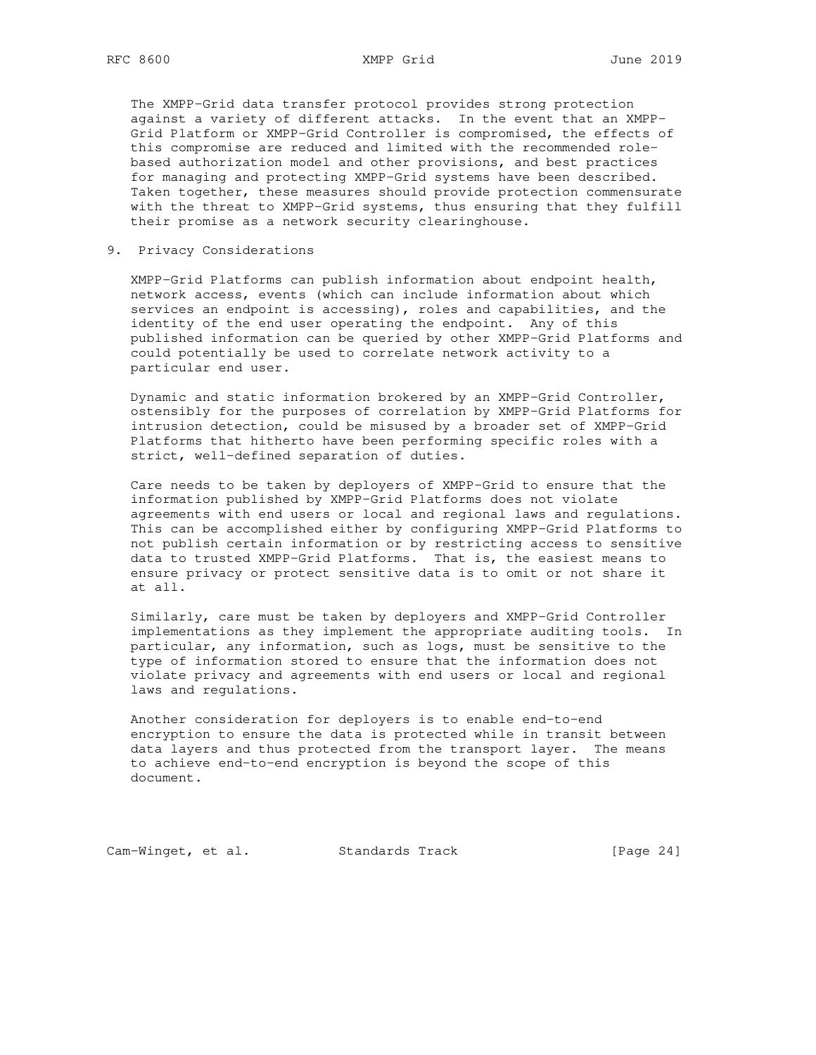The XMPP-Grid data transfer protocol provides strong protection against a variety of different attacks. In the event that an XMPP-Grid Platform or XMPP-Grid Controller is compromised, the effects of this compromise are reduced and limited with the recommended role-based authorization model and other provisions, and best practices for managing and protecting XMPP-Grid systems have been described. Taken together, these measures should provide protection commensurate with the threat to XMPP-Grid systems, thus ensuring that they fulfill their promise as a network security clearinghouse.

## 9. Privacy Considerations

XMPP-Grid Platforms can publish information about endpoint health, network access, events (which can include information about which services an endpoint is accessing), roles and capabilities, and the identity of the end user operating the endpoint. Any of this published information can be queried by other XMPP-Grid Platforms and could potentially be used to correlate network activity to a particular end user.

Dynamic and static information brokered by an XMPP-Grid Controller, ostensibly for the purposes of correlation by XMPP-Grid Platforms for intrusion detection, could be misused by a broader set of XMPP-Grid Platforms that hitherto have been performing specific roles with a strict, well-defined separation of duties.

Care needs to be taken by deployers of XMPP-Grid to ensure that the information published by XMPP-Grid Platforms does not violate agreements with end users or local and regional laws and regulations. This can be accomplished either by configuring XMPP-Grid Platforms to not publish certain information or by restricting access to sensitive data to trusted XMPP-Grid Platforms. That is, the easiest means to ensure privacy or protect sensitive data is to omit or not share it at all.

Similarly, care must be taken by deployers and XMPP-Grid Controller implementations as they implement the appropriate auditing tools. In particular, any information, such as logs, must be sensitive to the type of information stored to ensure that the information does not violate privacy and agreements with end users or local and regional laws and regulations.

Another consideration for deployers is to enable end-to-end encryption to ensure the data is protected while in transit between data layers and thus protected from the transport layer. The means to achieve end-to-end encryption is beyond the scope of this document.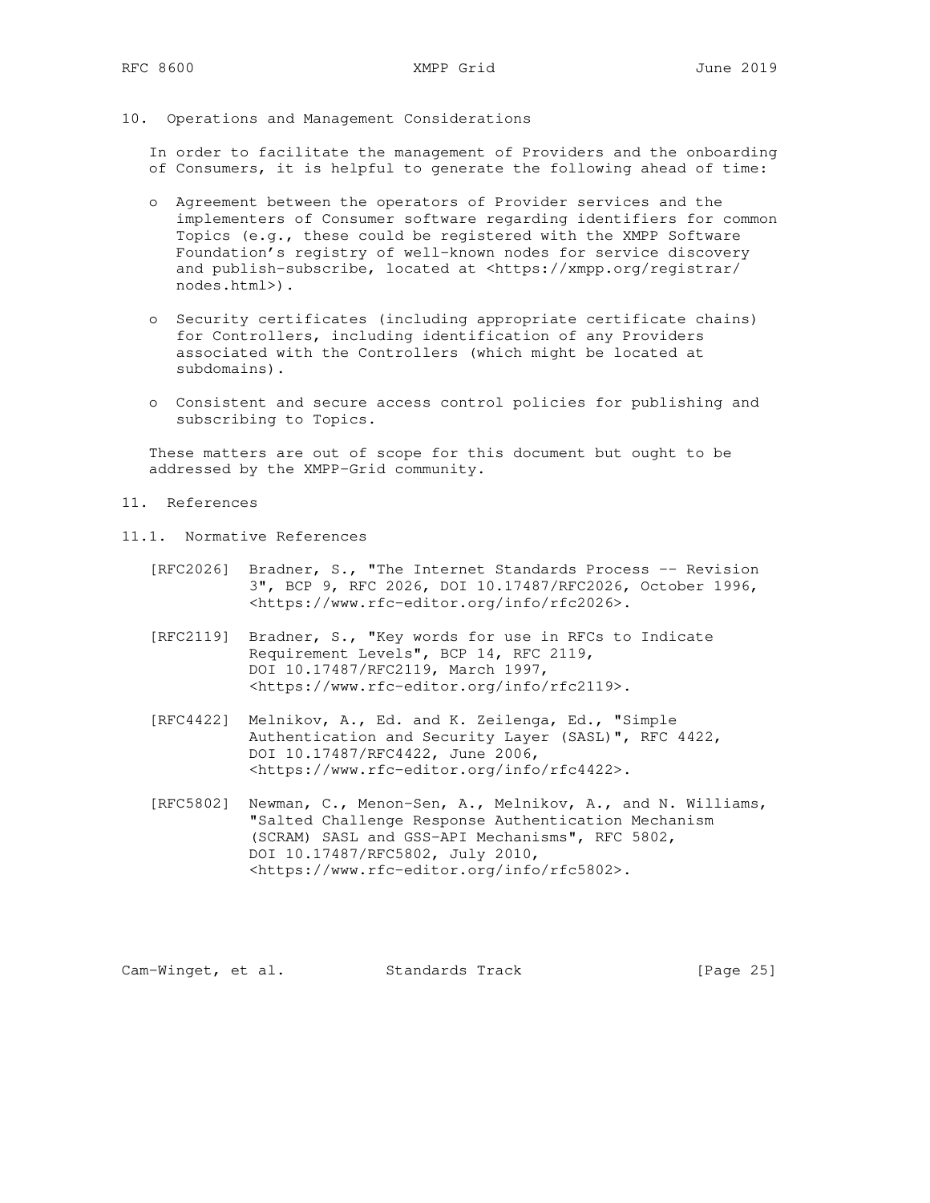## 10. Operations and Management Considerations

In order to facilitate the management of Providers and the onboarding of Consumers, it is helpful to generate the following ahead of time:

- Agreement between the operators of Provider services and the implementers of Consumer software regarding identifiers for common Topics (e.g., these could be registered with the XMPP Software Foundation's registry of well-known nodes for service discovery and publish-subscribe, located at <https://xmpp.org/registrar/nodes.html>).

- Security certificates (including appropriate certificate chains) for Controllers, including identification of any Providers associated with the Controllers (which might be located at subdomains).

- Consistent and secure access control policies for publishing and subscribing to Topics.

These matters are out of scope for this document but ought to be addressed by the XMPP-Grid community.

## 11. References

### 11.1. Normative References

[RFC2026] Bradner, S., "The Internet Standards Process -- Revision 3", BCP 9, RFC 2026, DOI 10.17487/RFC2026, October 1996, <https://www.rfc-editor.org/info/rfc2026>.

[RFC2119] Bradner, S., "Key words for use in RFCs to Indicate Requirement Levels", BCP 14, RFC 2119, DOI 10.17487/RFC2119, March 1997, <https://www.rfc-editor.org/info/rfc2119>.

[RFC4422] Melnikov, A., Ed. and K. Zeilenga, Ed., "Simple Authentication and Security Layer (SASL)", RFC 4422, DOI 10.17487/RFC4422, June 2006, <https://www.rfc-editor.org/info/rfc4422>.

[RFC5802] Newman, C., Menon-Sen, A., Melnikov, A., and N. Williams, "Salted Challenge Response Authentication Mechanism (SCRAM) SASL and GSS-API Mechanisms", RFC 5802, DOI 10.17487/RFC5802, July 2010, <https://www.rfc-editor.org/info/rfc5802>.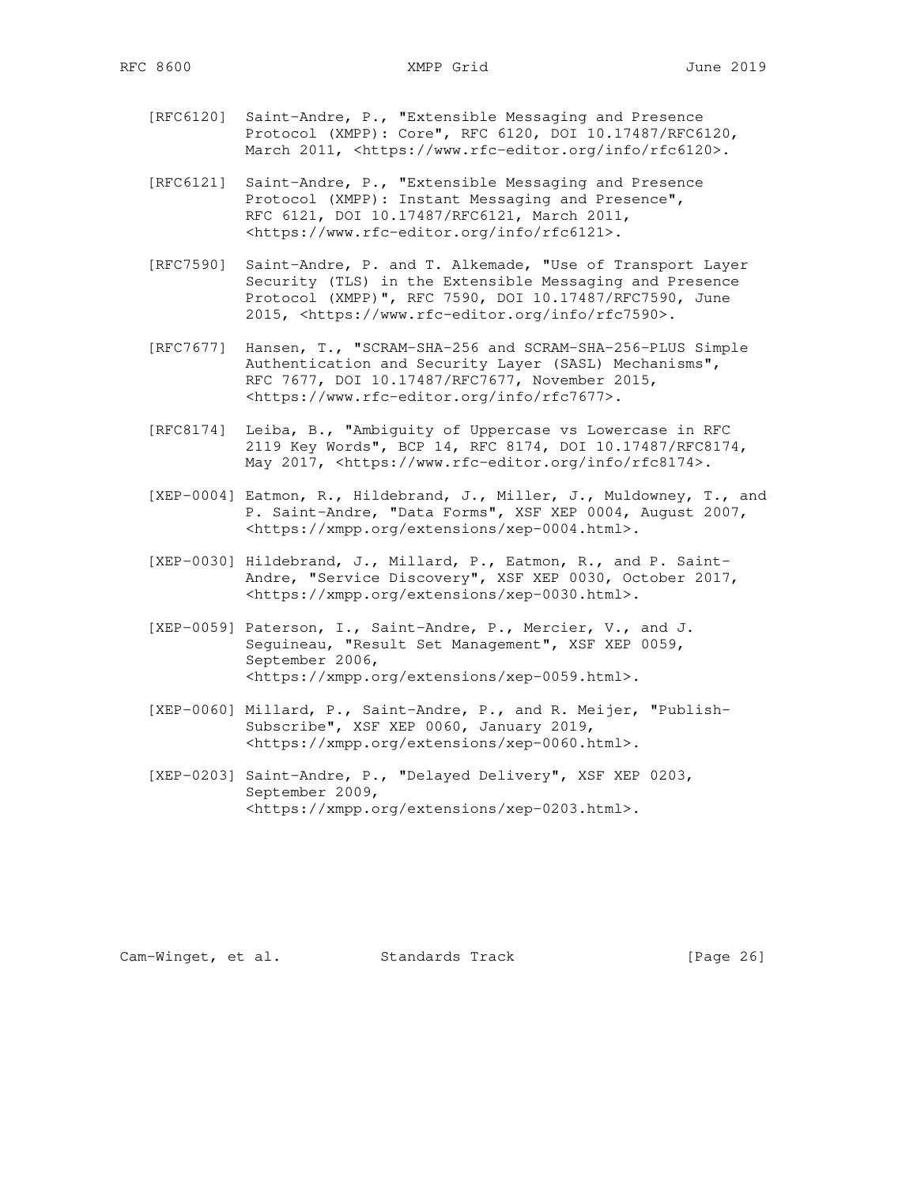[RFC6120] Saint-Andre, P., "Extensible Messaging and Presence Protocol (XMPP): Core", RFC 6120, DOI 10.17487/RFC6120, March 2011, <https://www.rfc-editor.org/info/rfc6120>.

[RFC6121] Saint-Andre, P., "Extensible Messaging and Presence Protocol (XMPP): Instant Messaging and Presence", RFC 6121, DOI 10.17487/RFC6121, March 2011, <https://www.rfc-editor.org/info/rfc6121>.

[RFC7590] Saint-Andre, P. and T. Alkemade, "Use of Transport Layer Security (TLS) in the Extensible Messaging and Presence Protocol (XMPP)", RFC 7590, DOI 10.17487/RFC7590, June 2015, <https://www.rfc-editor.org/info/rfc7590>.

[RFC7677] Hansen, T., "SCRAM-SHA-256 and SCRAM-SHA-256-PLUS Simple Authentication and Security Layer (SASL) Mechanisms", RFC 7677, DOI 10.17487/RFC7677, November 2015, <https://www.rfc-editor.org/info/rfc7677>.

[RFC8174] Leiba, B., "Ambiguity of Uppercase vs Lowercase in RFC 2119 Key Words", BCP 14, RFC 8174, DOI 10.17487/RFC8174, May 2017, <https://www.rfc-editor.org/info/rfc8174>.

[XEP-0004] Eatmon, R., Hildebrand, J., Miller, J., Muldowney, T., and P. Saint-Andre, "Data Forms", XSF XEP 0004, August 2007, <https://xmpp.org/extensions/xep-0004.html>.

[XEP-0030] Hildebrand, J., Millard, P., Eatmon, R., and P. Saint-Andre, "Service Discovery", XSF XEP 0030, October 2017, <https://xmpp.org/extensions/xep-0030.html>.

[XEP-0059] Paterson, I., Saint-Andre, P., Mercier, V., and J. Seguineau, "Result Set Management", XSF XEP 0059, September 2006, <https://xmpp.org/extensions/xep-0059.html>.

[XEP-0060] Millard, P., Saint-Andre, P., and R. Meijer, "Publish-Subscribe", XSF XEP 0060, January 2019, <https://xmpp.org/extensions/xep-0060.html>.

[XEP-0203] Saint-Andre, P., "Delayed Delivery", XSF XEP 0203, September 2009, <https://xmpp.org/extensions/xep-0203.html>.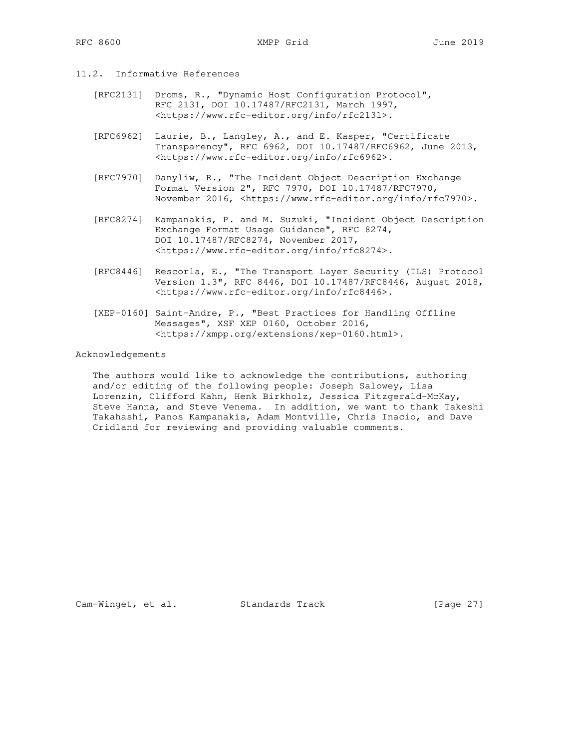### 11.2. Informative References

[RFC2131] Droms, R., "Dynamic Host Configuration Protocol", RFC 2131, DOI 10.17487/RFC2131, March 1997, <https://www.rfc-editor.org/info/rfc2131>.

[RFC6962] Laurie, B., Langley, A., and E. Kasper, "Certificate Transparency", RFC 6962, DOI 10.17487/RFC6962, June 2013, <https://www.rfc-editor.org/info/rfc6962>.

[RFC7970] Danyliw, R., "The Incident Object Description Exchange Format Version 2", RFC 7970, DOI 10.17487/RFC7970, November 2016, <https://www.rfc-editor.org/info/rfc7970>.

[RFC8274] Kampanakis, P. and M. Suzuki, "Incident Object Description Exchange Format Usage Guidance", RFC 8274, DOI 10.17487/RFC8274, November 2017, <https://www.rfc-editor.org/info/rfc8274>.

[RFC8446] Rescorla, E., "The Transport Layer Security (TLS) Protocol Version 1.3", RFC 8446, DOI 10.17487/RFC8446, August 2018, <https://www.rfc-editor.org/info/rfc8446>.

[XEP-0160] Saint-Andre, P., "Best Practices for Handling Offline Messages", XSF XEP 0160, October 2016, <https://xmpp.org/extensions/xep-0160.html>.

## Acknowledgements

The authors would like to acknowledge the contributions, authoring and/or editing of the following people: Joseph Salowey, Lisa Lorenzin, Clifford Kahn, Henk Birkholz, Jessica Fitzgerald-McKay, Steve Hanna, and Steve Venema. In addition, we want to thank Takeshi Takahashi, Panos Kampanakis, Adam Montville, Chris Inacio, and Dave Cridland for reviewing and providing valuable comments.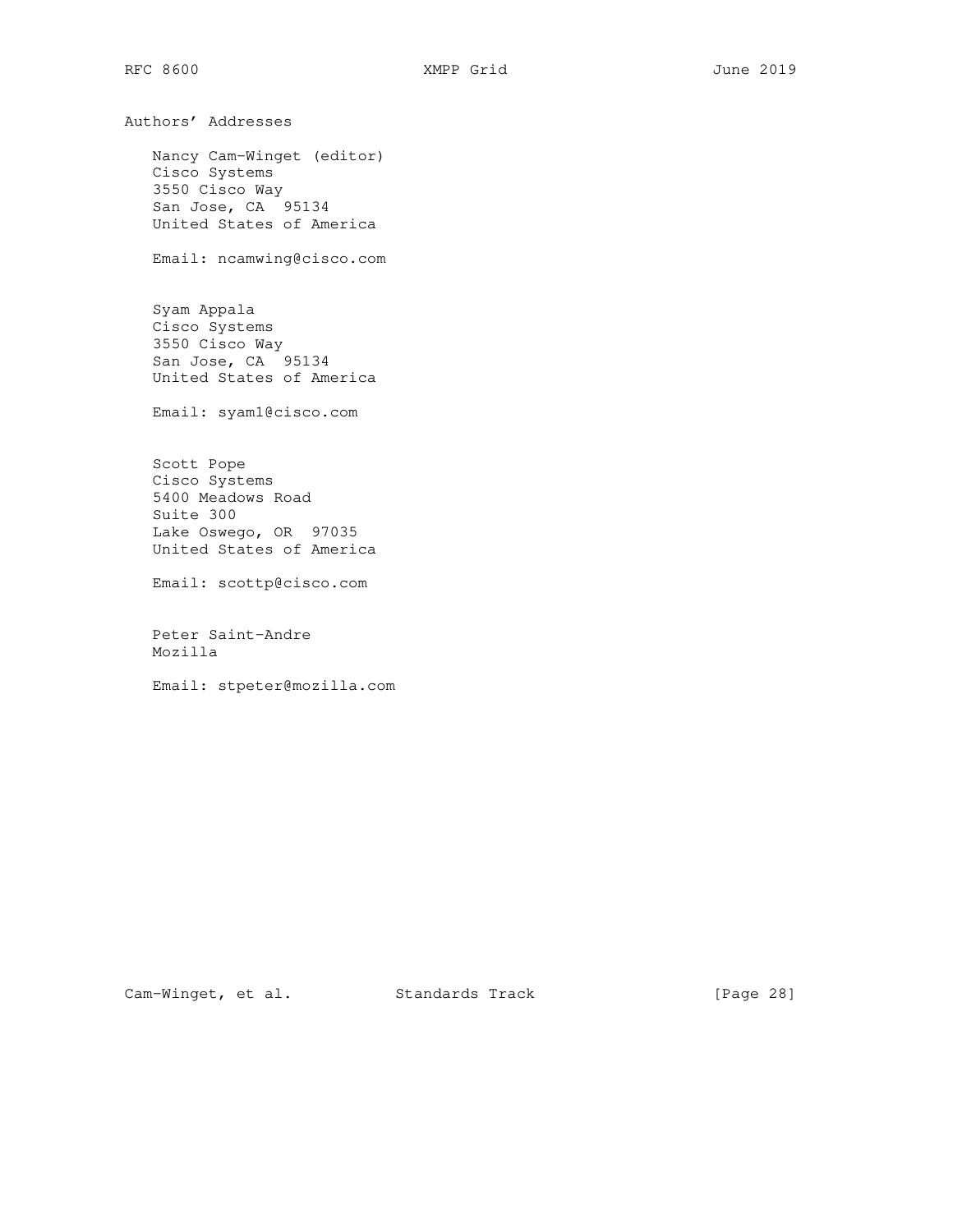# Authors' Addresses

Nancy Cam-Winget (editor)
Cisco Systems
3550 Cisco Way
San Jose, CA 95134
United States of America

Email: ncamwing@cisco.com

Syam Appala
Cisco Systems
3550 Cisco Way
San Jose, CA 95134
United States of America

Email: syam1@cisco.com

Scott Pope
Cisco Systems
5400 Meadows Road
Suite 300
Lake Oswego, OR 97035
United States of America

Email: scottp@cisco.com

Peter Saint-Andre
Mozilla

Email: stpeter@mozilla.com